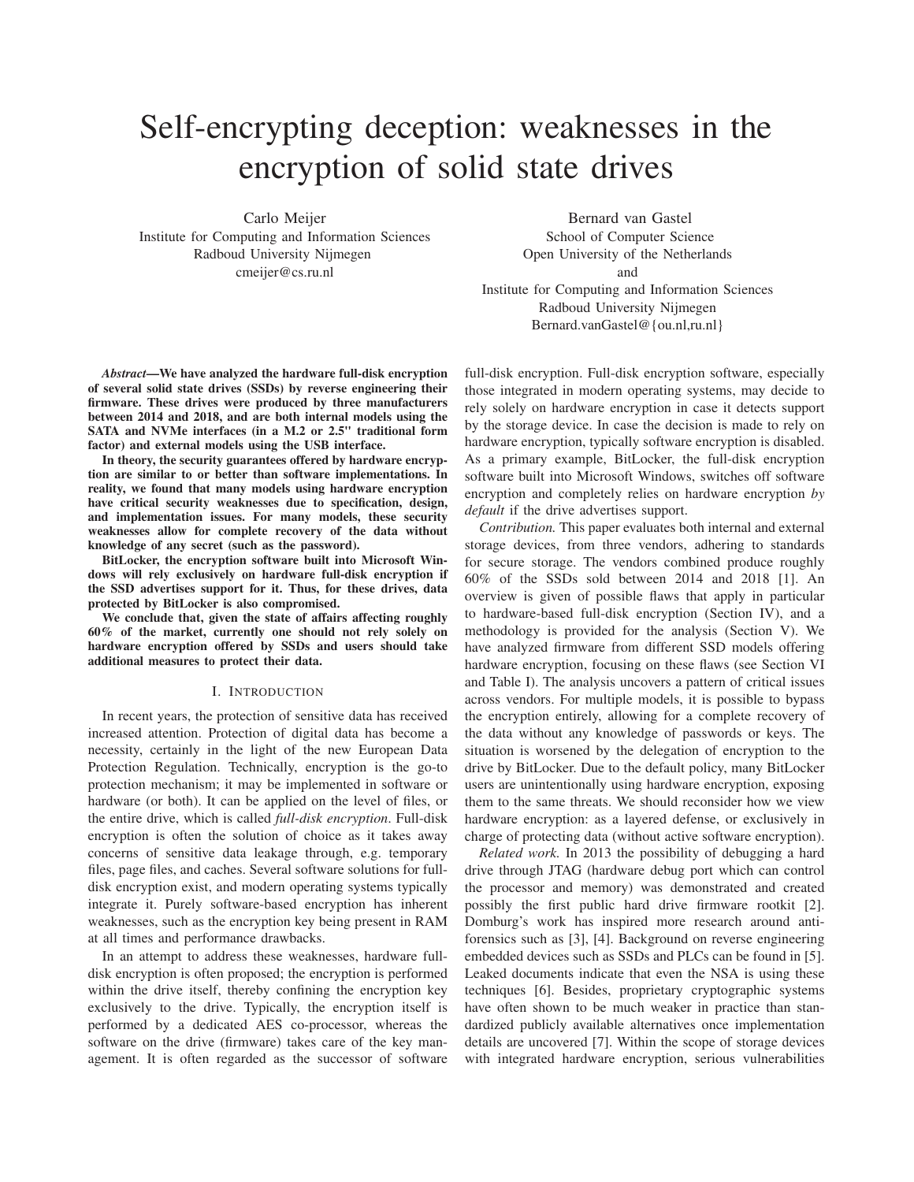# Self-encrypting deception: weaknesses in the encryption of solid state drives

Carlo Meijer
Institute for Computing and Information Sciences
Radboud University Nijmegen
cmeijer@cs.ru.nl

Bernard van Gastel
School of Computer Science
Open University of the Netherlands
and
Institute for Computing and Information Sciences
Radboud University Nijmegen
Bernard.vanGastel@{ou.nl,ru.nl}

***Abstract*—We have analyzed the hardware full-disk encryption of several solid state drives (SSDs) by reverse engineering their firmware. These drives were produced by three manufacturers between 2014 and 2018, and are both internal models using the SATA and NVMe interfaces (in a M.2 or 2.5" traditional form factor) and external models using the USB interface.**

**In theory, the security guarantees offered by hardware encryption are similar to or better than software implementations. In reality, we found that many models using hardware encryption have critical security weaknesses due to specification, design, and implementation issues. For many models, these security weaknesses allow for complete recovery of the data without knowledge of any secret (such as the password).**

**BitLocker, the encryption software built into Microsoft Windows will rely exclusively on hardware full-disk encryption if the SSD advertises support for it. Thus, for these drives, data protected by BitLocker is also compromised.**

**We conclude that, given the state of affairs affecting roughly 60% of the market, currently one should not rely solely on hardware encryption offered by SSDs and users should take additional measures to protect their data.**

## I. Introduction

In recent years, the protection of sensitive data has received increased attention. Protection of digital data has become a necessity, certainly in the light of the new European Data Protection Regulation. Technically, encryption is the go-to protection mechanism; it may be implemented in software or hardware (or both). It can be applied on the level of files, or the entire drive, which is called *full-disk encryption*. Full-disk encryption is often the solution of choice as it takes away concerns of sensitive data leakage through, e.g. temporary files, page files, and caches. Several software solutions for full-disk encryption exist, and modern operating systems typically integrate it. Purely software-based encryption has inherent weaknesses, such as the encryption key being present in RAM at all times and performance drawbacks.

In an attempt to address these weaknesses, hardware full-disk encryption is often proposed; the encryption is performed within the drive itself, thereby confining the encryption key exclusively to the drive. Typically, the encryption itself is performed by a dedicated AES co-processor, whereas the software on the drive (firmware) takes care of the key management. It is often regarded as the successor of software full-disk encryption. Full-disk encryption software, especially those integrated in modern operating systems, may decide to rely solely on hardware encryption in case it detects support by the storage device. In case the decision is made to rely on hardware encryption, typically software encryption is disabled. As a primary example, BitLocker, the full-disk encryption software built into Microsoft Windows, switches off software encryption and completely relies on hardware encryption *by default* if the drive advertises support.

*Contribution.* This paper evaluates both internal and external storage devices, from three vendors, adhering to standards for secure storage. The vendors combined produce roughly 60% of the SSDs sold between 2014 and 2018 [1]. An overview is given of possible flaws that apply in particular to hardware-based full-disk encryption (Section IV), and a methodology is provided for the analysis (Section V). We have analyzed firmware from different SSD models offering hardware encryption, focusing on these flaws (see Section VI and Table I). The analysis uncovers a pattern of critical issues across vendors. For multiple models, it is possible to bypass the encryption entirely, allowing for a complete recovery of the data without any knowledge of passwords or keys. The situation is worsened by the delegation of encryption to the drive by BitLocker. Due to the default policy, many BitLocker users are unintentionally using hardware encryption, exposing them to the same threats. We should reconsider how we view hardware encryption: as a layered defense, or exclusively in charge of protecting data (without active software encryption).

*Related work.* In 2013 the possibility of debugging a hard drive through JTAG (hardware debug port which can control the processor and memory) was demonstrated and created possibly the first public hard drive firmware rootkit [2]. Domburg's work has inspired more research around anti-forensics such as [3], [4]. Background on reverse engineering embedded devices such as SSDs and PLCs can be found in [5]. Leaked documents indicate that even the NSA is using these techniques [6]. Besides, proprietary cryptographic systems have often shown to be much weaker in practice than standardized publicly available alternatives once implementation details are uncovered [7]. Within the scope of storage devices with integrated hardware encryption, serious vulnerabilities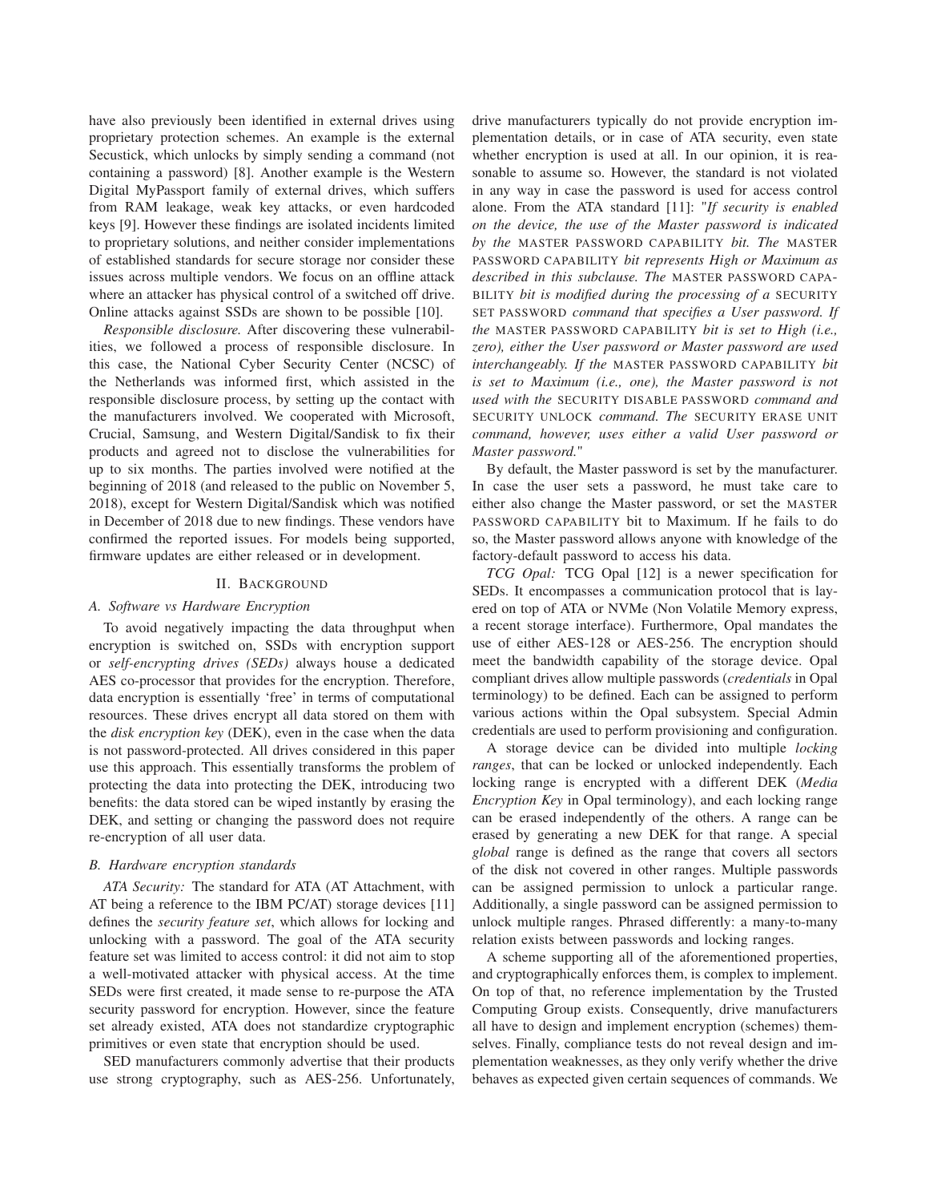have also previously been identified in external drives using proprietary protection schemes. An example is the external Secustick, which unlocks by simply sending a command (not containing a password) [8]. Another example is the Western Digital MyPassport family of external drives, which suffers from RAM leakage, weak key attacks, or even hardcoded keys [9]. However these findings are isolated incidents limited to proprietary solutions, and neither consider implementations of established standards for secure storage nor consider these issues across multiple vendors. We focus on an offline attack where an attacker has physical control of a switched off drive. Online attacks against SSDs are shown to be possible [10].

*Responsible disclosure.* After discovering these vulnerabilities, we followed a process of responsible disclosure. In this case, the National Cyber Security Center (NCSC) of the Netherlands was informed first, which assisted in the responsible disclosure process, by setting up the contact with the manufacturers involved. We cooperated with Microsoft, Crucial, Samsung, and Western Digital/Sandisk to fix their products and agreed not to disclose the vulnerabilities for up to six months. The parties involved were notified at the beginning of 2018 (and released to the public on November 5, 2018), except for Western Digital/Sandisk which was notified in December of 2018 due to new findings. These vendors have confirmed the reported issues. For models being supported, firmware updates are either released or in development.

## II. Background

### A. Software vs Hardware Encryption

To avoid negatively impacting the data throughput when encryption is switched on, SSDs with encryption support or *self-encrypting drives (SEDs)* always house a dedicated AES co-processor that provides for the encryption. Therefore, data encryption is essentially 'free' in terms of computational resources. These drives encrypt all data stored on them with the *disk encryption key* (DEK), even in the case when the data is not password-protected. All drives considered in this paper use this approach. This essentially transforms the problem of protecting the data into protecting the DEK, introducing two benefits: the data stored can be wiped instantly by erasing the DEK, and setting or changing the password does not require re-encryption of all user data.

### B. Hardware encryption standards

*ATA Security:* The standard for ATA (AT Attachment, with AT being a reference to the IBM PC/AT) storage devices [11] defines the *security feature set*, which allows for locking and unlocking with a password. The goal of the ATA security feature set was limited to access control: it did not aim to stop a well-motivated attacker with physical access. At the time SEDs were first created, it made sense to re-purpose the ATA security password for encryption. However, since the feature set already existed, ATA does not standardize cryptographic primitives or even state that encryption should be used.

SED manufacturers commonly advertise that their products use strong cryptography, such as AES-256. Unfortunately, drive manufacturers typically do not provide encryption implementation details, or in case of ATA security, even state whether encryption is used at all. In our opinion, it is reasonable to assume so. However, the standard is not violated in any way in case the password is used for access control alone. From the ATA standard [11]: "*If security is enabled on the device, the use of the Master password is indicated by the* MASTER PASSWORD CAPABILITY *bit. The* MASTER PASSWORD CAPABILITY *bit represents High or Maximum as described in this subclause. The* MASTER PASSWORD CAPABILITY *bit is modified during the processing of a* SECURITY SET PASSWORD *command that specifies a User password. If the* MASTER PASSWORD CAPABILITY *bit is set to High (i.e., zero), either the User password or Master password are used interchangeably. If the* MASTER PASSWORD CAPABILITY *bit is set to Maximum (i.e., one), the Master password is not used with the* SECURITY DISABLE PASSWORD *command and* SECURITY UNLOCK *command. The* SECURITY ERASE UNIT *command, however, uses either a valid User password or Master password.*"

By default, the Master password is set by the manufacturer. In case the user sets a password, he must take care to either also change the Master password, or set the MASTER PASSWORD CAPABILITY bit to Maximum. If he fails to do so, the Master password allows anyone with knowledge of the factory-default password to access his data.

*TCG Opal:* TCG Opal [12] is a newer specification for SEDs. It encompasses a communication protocol that is layered on top of ATA or NVMe (Non Volatile Memory express, a recent storage interface). Furthermore, Opal mandates the use of either AES-128 or AES-256. The encryption should meet the bandwidth capability of the storage device. Opal compliant drives allow multiple passwords (*credentials* in Opal terminology) to be defined. Each can be assigned to perform various actions within the Opal subsystem. Special Admin credentials are used to perform provisioning and configuration.

A storage device can be divided into multiple *locking ranges*, that can be locked or unlocked independently. Each locking range is encrypted with a different DEK (*Media Encryption Key* in Opal terminology), and each locking range can be erased independently of the others. A range can be erased by generating a new DEK for that range. A special *global* range is defined as the range that covers all sectors of the disk not covered in other ranges. Multiple passwords can be assigned permission to unlock a particular range. Additionally, a single password can be assigned permission to unlock multiple ranges. Phrased differently: a many-to-many relation exists between passwords and locking ranges.

A scheme supporting all of the aforementioned properties, and cryptographically enforces them, is complex to implement. On top of that, no reference implementation by the Trusted Computing Group exists. Consequently, drive manufacturers all have to design and implement encryption (schemes) themselves. Finally, compliance tests do not reveal design and implementation weaknesses, as they only verify whether the drive behaves as expected given certain sequences of commands. We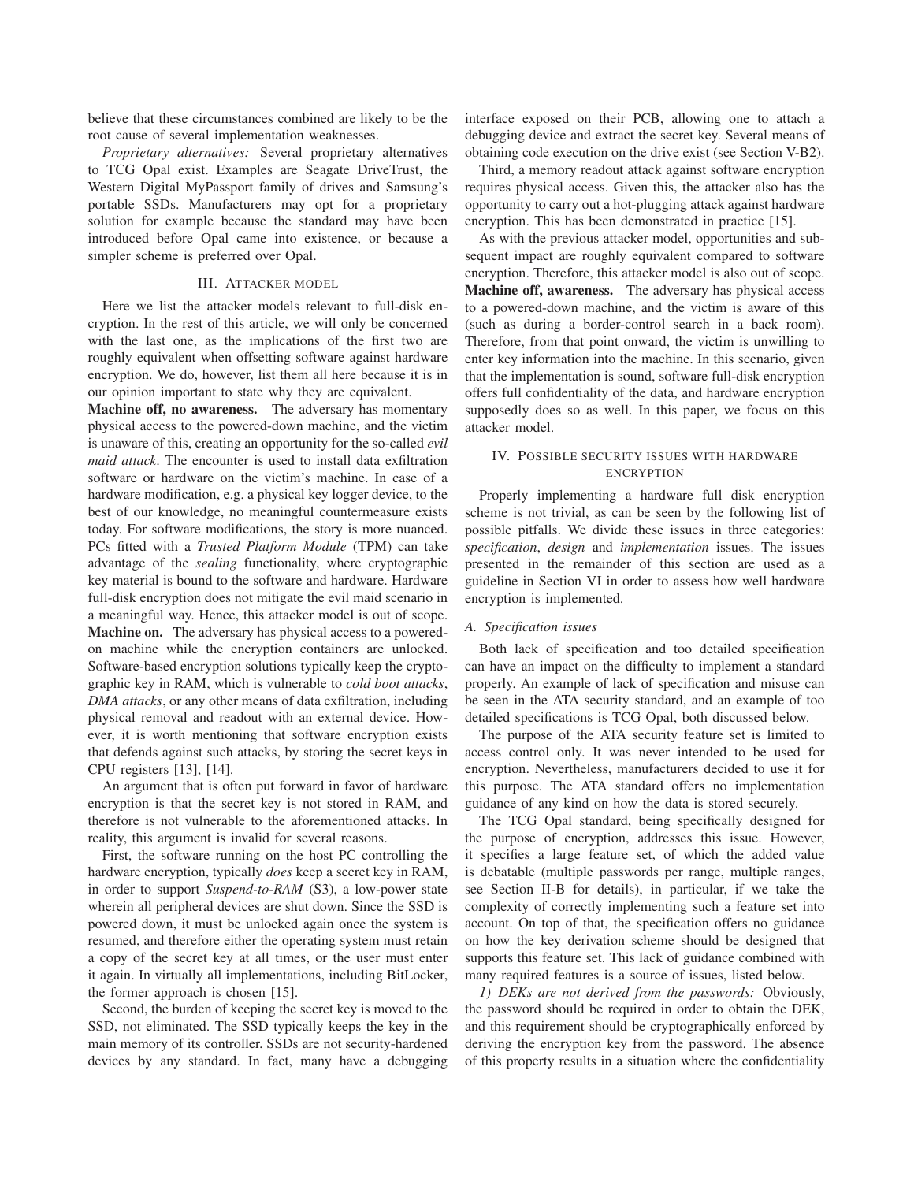believe that these circumstances combined are likely to be the root cause of several implementation weaknesses.

*Proprietary alternatives:* Several proprietary alternatives to TCG Opal exist. Examples are Seagate DriveTrust, the Western Digital MyPassport family of drives and Samsung's portable SSDs. Manufacturers may opt for a proprietary solution for example because the standard may have been introduced before Opal came into existence, or because a simpler scheme is preferred over Opal.

## III. Attacker model

Here we list the attacker models relevant to full-disk encryption. In the rest of this article, we will only be concerned with the last one, as the implications of the first two are roughly equivalent when offsetting software against hardware encryption. We do, however, list them all here because it is in our opinion important to state why they are equivalent.

**Machine off, no awareness.** The adversary has momentary physical access to the powered-down machine, and the victim is unaware of this, creating an opportunity for the so-called *evil maid attack*. The encounter is used to install data exfiltration software or hardware on the victim's machine. In case of a hardware modification, e.g. a physical key logger device, to the best of our knowledge, no meaningful countermeasure exists today. For software modifications, the story is more nuanced. PCs fitted with a *Trusted Platform Module* (TPM) can take advantage of the *sealing* functionality, where cryptographic key material is bound to the software and hardware. Hardware full-disk encryption does not mitigate the evil maid scenario in a meaningful way. Hence, this attacker model is out of scope.

**Machine on.** The adversary has physical access to a powered-on machine while the encryption containers are unlocked. Software-based encryption solutions typically keep the cryptographic key in RAM, which is vulnerable to *cold boot attacks*, *DMA attacks*, or any other means of data exfiltration, including physical removal and readout with an external device. However, it is worth mentioning that software encryption exists that defends against such attacks, by storing the secret keys in CPU registers [13], [14].

An argument that is often put forward in favor of hardware encryption is that the secret key is not stored in RAM, and therefore is not vulnerable to the aforementioned attacks. In reality, this argument is invalid for several reasons.

First, the software running on the host PC controlling the hardware encryption, typically *does* keep a secret key in RAM, in order to support *Suspend-to-RAM* (S3), a low-power state wherein all peripheral devices are shut down. Since the SSD is powered down, it must be unlocked again once the system is resumed, and therefore either the operating system must retain a copy of the secret key at all times, or the user must enter it again. In virtually all implementations, including BitLocker, the former approach is chosen [15].

Second, the burden of keeping the secret key is moved to the SSD, not eliminated. The SSD typically keeps the key in the main memory of its controller. SSDs are not security-hardened devices by any standard. In fact, many have a debugging interface exposed on their PCB, allowing one to attach a debugging device and extract the secret key. Several means of obtaining code execution on the drive exist (see Section V-B2).

Third, a memory readout attack against software encryption requires physical access. Given this, the attacker also has the opportunity to carry out a hot-plugging attack against hardware encryption. This has been demonstrated in practice [15].

As with the previous attacker model, opportunities and subsequent impact are roughly equivalent compared to software encryption. Therefore, this attacker model is also out of scope.

**Machine off, awareness.** The adversary has physical access to a powered-down machine, and the victim is aware of this (such as during a border-control search in a back room). Therefore, from that point onward, the victim is unwilling to enter key information into the machine. In this scenario, given that the implementation is sound, software full-disk encryption offers full confidentiality of the data, and hardware encryption supposedly does so as well. In this paper, we focus on this attacker model.

## IV. Possible security issues with hardware encryption

Properly implementing a hardware full disk encryption scheme is not trivial, as can be seen by the following list of possible pitfalls. We divide these issues in three categories: *specification*, *design* and *implementation* issues. The issues presented in the remainder of this section are used as a guideline in Section VI in order to assess how well hardware encryption is implemented.

### A. Specification issues

Both lack of specification and too detailed specification can have an impact on the difficulty to implement a standard properly. An example of lack of specification and misuse can be seen in the ATA security standard, and an example of too detailed specifications is TCG Opal, both discussed below.

The purpose of the ATA security feature set is limited to access control only. It was never intended to be used for encryption. Nevertheless, manufacturers decided to use it for this purpose. The ATA standard offers no implementation guidance of any kind on how the data is stored securely.

The TCG Opal standard, being specifically designed for the purpose of encryption, addresses this issue. However, it specifies a large feature set, of which the added value is debatable (multiple passwords per range, multiple ranges, see Section II-B for details), in particular, if we take the complexity of correctly implementing such a feature set into account. On top of that, the specification offers no guidance on how the key derivation scheme should be designed that supports this feature set. This lack of guidance combined with many required features is a source of issues, listed below.

*1) DEKs are not derived from the passwords:* Obviously, the password should be required in order to obtain the DEK, and this requirement should be cryptographically enforced by deriving the encryption key from the password. The absence of this property results in a situation where the confidentiality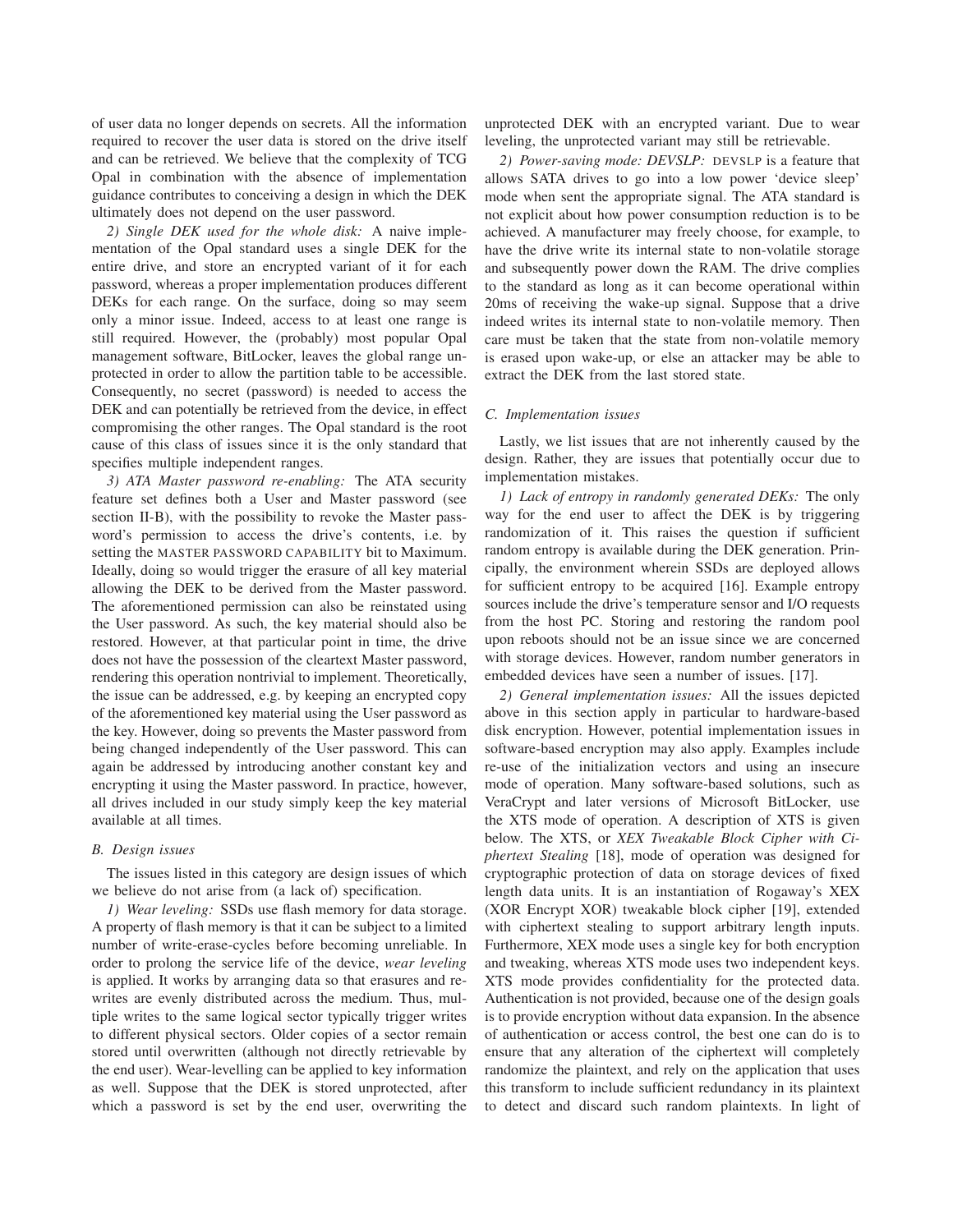of user data no longer depends on secrets. All the information required to recover the user data is stored on the drive itself and can be retrieved. We believe that the complexity of TCG Opal in combination with the absence of implementation guidance contributes to conceiving a design in which the DEK ultimately does not depend on the user password.

*2) Single DEK used for the whole disk:* A naive implementation of the Opal standard uses a single DEK for the entire drive, and store an encrypted variant of it for each password, whereas a proper implementation produces different DEKs for each range. On the surface, doing so may seem only a minor issue. Indeed, access to at least one range is still required. However, the (probably) most popular Opal management software, BitLocker, leaves the global range unprotected in order to allow the partition table to be accessible. Consequently, no secret (password) is needed to access the DEK and can potentially be retrieved from the device, in effect compromising the other ranges. The Opal standard is the root cause of this class of issues since it is the only standard that specifies multiple independent ranges.

*3) ATA Master password re-enabling:* The ATA security feature set defines both a User and Master password (see section II-B), with the possibility to revoke the Master password's permission to access the drive's contents, i.e. by setting the MASTER PASSWORD CAPABILITY bit to Maximum. Ideally, doing so would trigger the erasure of all key material allowing the DEK to be derived from the Master password. The aforementioned permission can also be reinstated using the User password. As such, the key material should also be restored. However, at that particular point in time, the drive does not have the possession of the cleartext Master password, rendering this operation nontrivial to implement. Theoretically, the issue can be addressed, e.g. by keeping an encrypted copy of the aforementioned key material using the User password as the key. However, doing so prevents the Master password from being changed independently of the User password. This can again be addressed by introducing another constant key and encrypting it using the Master password. In practice, however, all drives included in our study simply keep the key material available at all times.

### *B. Design issues*

The issues listed in this category are design issues of which we believe do not arise from (a lack of) specification.

*1) Wear leveling:* SSDs use flash memory for data storage. A property of flash memory is that it can be subject to a limited number of write-erase-cycles before becoming unreliable. In order to prolong the service life of the device, *wear leveling* is applied. It works by arranging data so that erasures and re-writes are evenly distributed across the medium. Thus, multiple writes to the same logical sector typically trigger writes to different physical sectors. Older copies of a sector remain stored until overwritten (although not directly retrievable by the end user). Wear-levelling can be applied to key information as well. Suppose that the DEK is stored unprotected, after which a password is set by the end user, overwriting the unprotected DEK with an encrypted variant. Due to wear leveling, the unprotected variant may still be retrievable.

*2) Power-saving mode: DEVSLP:* DEVSLP is a feature that allows SATA drives to go into a low power 'device sleep' mode when sent the appropriate signal. The ATA standard is not explicit about how power consumption reduction is to be achieved. A manufacturer may freely choose, for example, to have the drive write its internal state to non-volatile storage and subsequently power down the RAM. The drive complies to the standard as long as it can become operational within 20ms of receiving the wake-up signal. Suppose that a drive indeed writes its internal state to non-volatile memory. Then care must be taken that the state from non-volatile memory is erased upon wake-up, or else an attacker may be able to extract the DEK from the last stored state.

### *C. Implementation issues*

Lastly, we list issues that are not inherently caused by the design. Rather, they are issues that potentially occur due to implementation mistakes.

*1) Lack of entropy in randomly generated DEKs:* The only way for the end user to affect the DEK is by triggering randomization of it. This raises the question if sufficient random entropy is available during the DEK generation. Principally, the environment wherein SSDs are deployed allows for sufficient entropy to be acquired [16]. Example entropy sources include the drive's temperature sensor and I/O requests from the host PC. Storing and restoring the random pool upon reboots should not be an issue since we are concerned with storage devices. However, random number generators in embedded devices have seen a number of issues. [17].

*2) General implementation issues:* All the issues depicted above in this section apply in particular to hardware-based disk encryption. However, potential implementation issues in software-based encryption may also apply. Examples include re-use of the initialization vectors and using an insecure mode of operation. Many software-based solutions, such as VeraCrypt and later versions of Microsoft BitLocker, use the XTS mode of operation. A description of XTS is given below. The XTS, or *XEX Tweakable Block Cipher with Ciphertext Stealing* [18], mode of operation was designed for cryptographic protection of data on storage devices of fixed length data units. It is an instantiation of Rogaway's XEX (XOR Encrypt XOR) tweakable block cipher [19], extended with ciphertext stealing to support arbitrary length inputs. Furthermore, XEX mode uses a single key for both encryption and tweaking, whereas XTS mode uses two independent keys. XTS mode provides confidentiality for the protected data. Authentication is not provided, because one of the design goals is to provide encryption without data expansion. In the absence of authentication or access control, the best one can do is to ensure that any alteration of the ciphertext will completely randomize the plaintext, and rely on the application that uses this transform to include sufficient redundancy in its plaintext to detect and discard such random plaintexts. In light of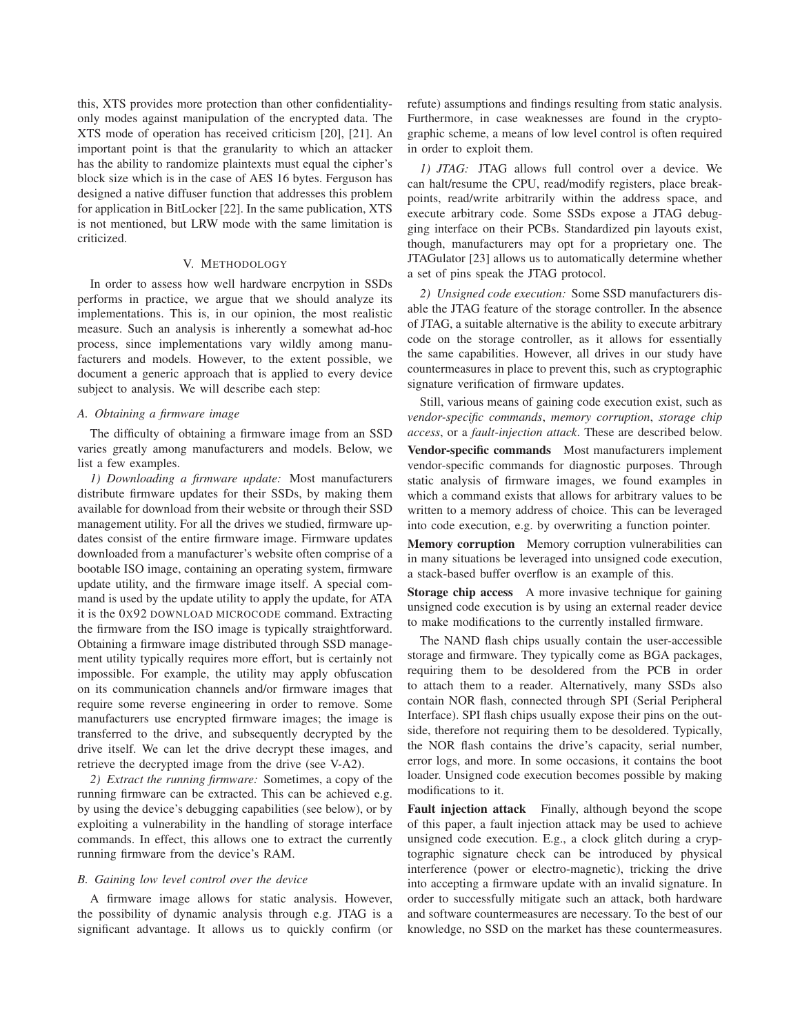this, XTS provides more protection than other confidentiality-only modes against manipulation of the encrypted data. The XTS mode of operation has received criticism [20], [21]. An important point is that the granularity to which an attacker has the ability to randomize plaintexts must equal the cipher's block size which is in the case of AES 16 bytes. Ferguson has designed a native diffuser function that addresses this problem for application in BitLocker [22]. In the same publication, XTS is not mentioned, but LRW mode with the same limitation is criticized.

## V. Methodology

In order to assess how well hardware encrpyption in SSDs performs in practice, we argue that we should analyze its implementations. This is, in our opinion, the most realistic measure. Such an analysis is inherently a somewhat ad-hoc process, since implementations vary wildly among manufacturers and models. However, to the extent possible, we document a generic approach that is applied to every device subject to analysis. We will describe each step:

### A. Obtaining a firmware image

The difficulty of obtaining a firmware image from an SSD varies greatly among manufacturers and models. Below, we list a few examples.

*1) Downloading a firmware update:* Most manufacturers distribute firmware updates for their SSDs, by making them available for download from their website or through their SSD management utility. For all the drives we studied, firmware updates consist of the entire firmware image. Firmware updates downloaded from a manufacturer's website often comprise of a bootable ISO image, containing an operating system, firmware update utility, and the firmware image itself. A special command is used by the update utility to apply the update, for ATA it is the 0X92 DOWNLOAD MICROCODE command. Extracting the firmware from the ISO image is typically straightforward. Obtaining a firmware image distributed through SSD management utility typically requires more effort, but is certainly not impossible. For example, the utility may apply obfuscation on its communication channels and/or firmware images that require some reverse engineering in order to remove. Some manufacturers use encrypted firmware images; the image is transferred to the drive, and subsequently decrypted by the drive itself. We can let the drive decrypt these images, and retrieve the decrypted image from the drive (see V-A2).

*2) Extract the running firmware:* Sometimes, a copy of the running firmware can be extracted. This can be achieved e.g. by using the device's debugging capabilities (see below), or by exploiting a vulnerability in the handling of storage interface commands. In effect, this allows one to extract the currently running firmware from the device's RAM.

### B. Gaining low level control over the device

A firmware image allows for static analysis. However, the possibility of dynamic analysis through e.g. JTAG is a significant advantage. It allows us to quickly confirm (or refute) assumptions and findings resulting from static analysis. Furthermore, in case weaknesses are found in the cryptographic scheme, a means of low level control is often required in order to exploit them.

*1) JTAG:* JTAG allows full control over a device. We can halt/resume the CPU, read/modify registers, place breakpoints, read/write arbitrarily within the address space, and execute arbitrary code. Some SSDs expose a JTAG debugging interface on their PCBs. Standardized pin layouts exist, though, manufacturers may opt for a proprietary one. The JTAGulator [23] allows us to automatically determine whether a set of pins speak the JTAG protocol.

*2) Unsigned code execution:* Some SSD manufacturers disable the JTAG feature of the storage controller. In the absence of JTAG, a suitable alternative is the ability to execute arbitrary code on the storage controller, as it allows for essentially the same capabilities. However, all drives in our study have countermeasures in place to prevent this, such as cryptographic signature verification of firmware updates.

Still, various means of gaining code execution exist, such as *vendor-specific commands*, *memory corruption*, *storage chip access*, or a *fault-injection attack*. These are described below.

**Vendor-specific commands** Most manufacturers implement vendor-specific commands for diagnostic purposes. Through static analysis of firmware images, we found examples in which a command exists that allows for arbitrary values to be written to a memory address of choice. This can be leveraged into code execution, e.g. by overwriting a function pointer.

**Memory corruption** Memory corruption vulnerabilities can in many situations be leveraged into unsigned code execution, a stack-based buffer overflow is an example of this.

**Storage chip access** A more invasive technique for gaining unsigned code execution is by using an external reader device to make modifications to the currently installed firmware.

The NAND flash chips usually contain the user-accessible storage and firmware. They typically come as BGA packages, requiring them to be desoldered from the PCB in order to attach them to a reader. Alternatively, many SSDs also contain NOR flash, connected through SPI (Serial Peripheral Interface). SPI flash chips usually expose their pins on the outside, therefore not requiring them to be desoldered. Typically, the NOR flash contains the drive's capacity, serial number, error logs, and more. In some occasions, it contains the boot loader. Unsigned code execution becomes possible by making modifications to it.

**Fault injection attack** Finally, although beyond the scope of this paper, a fault injection attack may be used to achieve unsigned code execution. E.g., a clock glitch during a cryptographic signature check can be introduced by physical interference (power or electro-magnetic), tricking the drive into accepting a firmware update with an invalid signature. In order to successfully mitigate such an attack, both hardware and software countermeasures are necessary. To the best of our knowledge, no SSD on the market has these countermeasures.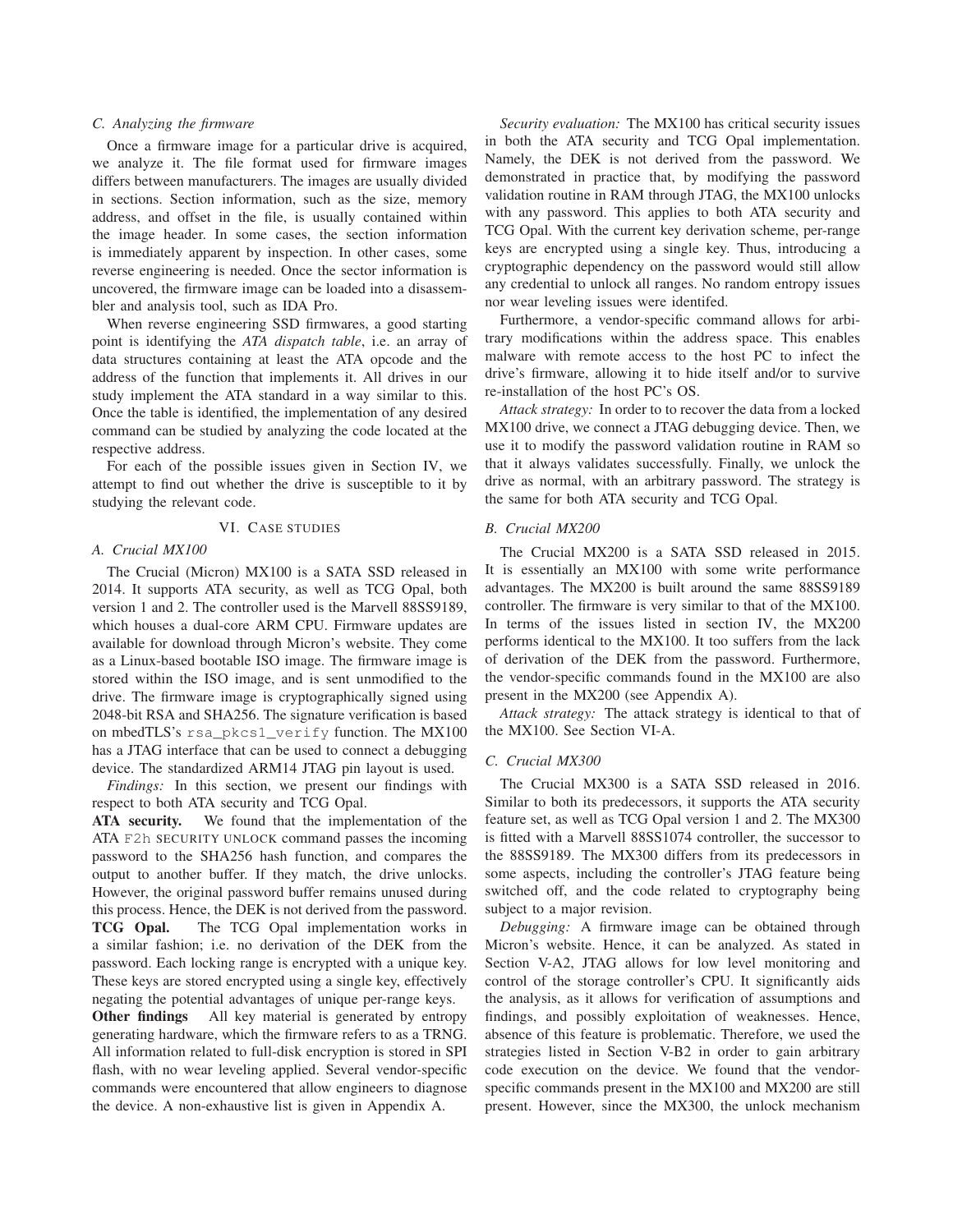### C. Analyzing the firmware

Once a firmware image for a particular drive is acquired, we analyze it. The file format used for firmware images differs between manufacturers. The images are usually divided in sections. Section information, such as the size, memory address, and offset in the file, is usually contained within the image header. In some cases, the section information is immediately apparent by inspection. In other cases, some reverse engineering is needed. Once the sector information is uncovered, the firmware image can be loaded into a disassembler and analysis tool, such as IDA Pro.

When reverse engineering SSD firmwares, a good starting point is identifying the *ATA dispatch table*, i.e. an array of data structures containing at least the ATA opcode and the address of the function that implements it. All drives in our study implement the ATA standard in a way similar to this. Once the table is identified, the implementation of any desired command can be studied by analyzing the code located at the respective address.

For each of the possible issues given in Section IV, we attempt to find out whether the drive is susceptible to it by studying the relevant code.

## VI. Case studies

### A. Crucial MX100

The Crucial (Micron) MX100 is a SATA SSD released in 2014. It supports ATA security, as well as TCG Opal, both version 1 and 2. The controller used is the Marvell 88SS9189, which houses a dual-core ARM CPU. Firmware updates are available for download through Micron's website. They come as a Linux-based bootable ISO image. The firmware image is stored within the ISO image, and is sent unmodified to the drive. The firmware image is cryptographically signed using 2048-bit RSA and SHA256. The signature verification is based on mbedTLS's `rsa_pkcs1_verify` function. The MX100 has a JTAG interface that can be used to connect a debugging device. The standardized ARM14 JTAG pin layout is used.

*Findings:* In this section, we present our findings with respect to both ATA security and TCG Opal.

**ATA security.** We found that the implementation of the ATA `F2h` SECURITY UNLOCK command passes the incoming password to the SHA256 hash function, and compares the output to another buffer. If they match, the drive unlocks. However, the original password buffer remains unused during this process. Hence, the DEK is not derived from the password.

**TCG Opal.** The TCG Opal implementation works in a similar fashion; i.e. no derivation of the DEK from the password. Each locking range is encrypted with a unique key. These keys are stored encrypted using a single key, effectively negating the potential advantages of unique per-range keys.

**Other findings** All key material is generated by entropy generating hardware, which the firmware refers to as a TRNG. All information related to full-disk encryption is stored in SPI flash, with no wear leveling applied. Several vendor-specific commands were encountered that allow engineers to diagnose the device. A non-exhaustive list is given in Appendix A.

*Security evaluation:* The MX100 has critical security issues in both the ATA security and TCG Opal implementation. Namely, the DEK is not derived from the password. We demonstrated in practice that, by modifying the password validation routine in RAM through JTAG, the MX100 unlocks with any password. This applies to both ATA security and TCG Opal. With the current key derivation scheme, per-range keys are encrypted using a single key. Thus, introducing a cryptographic dependency on the password would still allow any credential to unlock all ranges. No random entropy issues nor wear leveling issues were identifed.

Furthermore, a vendor-specific command allows for arbitrary modifications within the address space. This enables malware with remote access to the host PC to infect the drive's firmware, allowing it to hide itself and/or to survive re-installation of the host PC's OS.

*Attack strategy:* In order to to recover the data from a locked MX100 drive, we connect a JTAG debugging device. Then, we use it to modify the password validation routine in RAM so that it always validates successfully. Finally, we unlock the drive as normal, with an arbitrary password. The strategy is the same for both ATA security and TCG Opal.

### B. Crucial MX200

The Crucial MX200 is a SATA SSD released in 2015. It is essentially an MX100 with some write performance advantages. The MX200 is built around the same 88SS9189 controller. The firmware is very similar to that of the MX100. In terms of the issues listed in section IV, the MX200 performs identical to the MX100. It too suffers from the lack of derivation of the DEK from the password. Furthermore, the vendor-specific commands found in the MX100 are also present in the MX200 (see Appendix A).

*Attack strategy:* The attack strategy is identical to that of the MX100. See Section VI-A.

### C. Crucial MX300

The Crucial MX300 is a SATA SSD released in 2016. Similar to both its predecessors, it supports the ATA security feature set, as well as TCG Opal version 1 and 2. The MX300 is fitted with a Marvell 88SS1074 controller, the successor to the 88SS9189. The MX300 differs from its predecessors in some aspects, including the controller's JTAG feature being switched off, and the code related to cryptography being subject to a major revision.

*Debugging:* A firmware image can be obtained through Micron's website. Hence, it can be analyzed. As stated in Section V-A2, JTAG allows for low level monitoring and control of the storage controller's CPU. It significantly aids the analysis, as it allows for verification of assumptions and findings, and possibly exploitation of weaknesses. Hence, absence of this feature is problematic. Therefore, we used the strategies listed in Section V-B2 in order to gain arbitrary code execution on the device. We found that the vendor-specific commands present in the MX100 and MX200 are still present. However, since the MX300, the unlock mechanism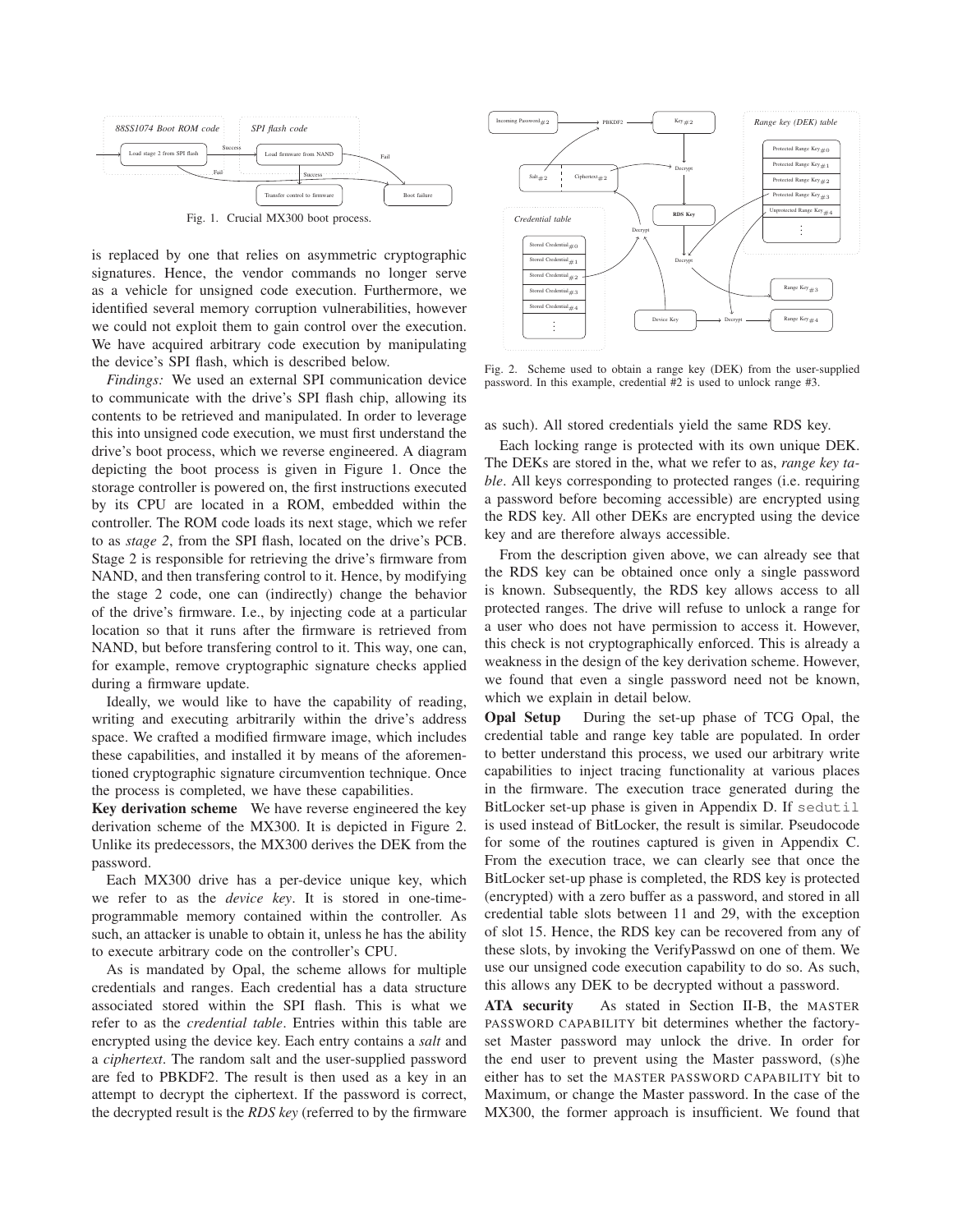88SS1074 Boot ROM code

SPI flash code

Load stage 2 from SPI flash

Success

Load firmware from NAND

Fail

Fail

Success

Transfer control to firmware

Boot failure

Fig. 1. Crucial MX300 boot process.

Incoming Password $_{\#2}$

PBKDF2

Key $_{\#2}$

Range key (DEK) table

Salt $_{\#2}$

Ciphertext $_{\#2}$

Decrypt

Protected Range Key $_{\#0}$

Protected Range Key $_{\#1}$

Protected Range Key $_{\#2}$

Protected Range Key $_{\#3}$

Unprotected Range Key $_{\#4}$

RDS Key

Credential table

Decrypt

Stored Credential $_{\#0}$

Stored Credential $_{\#1}$

Stored Credential $_{\#2}$

Stored Credential $_{\#3}$

Stored Credential $_{\#4}$

Decrypt

Range Key $_{\#3}$

Device Key

Decrypt

Range Key $_{\#4}$

Fig. 2. Scheme used to obtain a range key (DEK) from the user-supplied password. In this example, credential #2 is used to unlock range #3.

is replaced by one that relies on asymmetric cryptographic signatures. Hence, the vendor commands no longer serve as a vehicle for unsigned code execution. Furthermore, we identified several memory corruption vulnerabilities, however we could not exploit them to gain control over the execution. We have acquired arbitrary code execution by manipulating the device's SPI flash, which is described below.

*Findings:* We used an external SPI communication device to communicate with the drive's SPI flash chip, allowing its contents to be retrieved and manipulated. In order to leverage this into unsigned code execution, we must first understand the drive's boot process, which we reverse engineered. A diagram depicting the boot process is given in Figure 1. Once the storage controller is powered on, the first instructions executed by its CPU are located in a ROM, embedded within the controller. The ROM code loads its next stage, which we refer to as *stage 2*, from the SPI flash, located on the drive's PCB. Stage 2 is responsible for retrieving the drive's firmware from NAND, and then transfering control to it. Hence, by modifying the stage 2 code, one can (indirectly) change the behavior of the drive's firmware. I.e., by injecting code at a particular location so that it runs after the firmware is retrieved from NAND, but before transfering control to it. This way, one can, for example, remove cryptographic signature checks applied during a firmware update.

Ideally, we would like to have the capability of reading, writing and executing arbitrarily within the drive's address space. We crafted a modified firmware image, which includes these capabilities, and installed it by means of the aforementioned cryptographic signature circumvention technique. Once the process is completed, we have these capabilities.

**Key derivation scheme** We have reverse engineered the key derivation scheme of the MX300. It is depicted in Figure 2. Unlike its predecessors, the MX300 derives the DEK from the password.

Each MX300 drive has a per-device unique key, which we refer to as the *device key*. It is stored in one-time-programmable memory contained within the controller. As such, an attacker is unable to obtain it, unless he has the ability to execute arbitrary code on the controller's CPU.

As is mandated by Opal, the scheme allows for multiple credentials and ranges. Each credential has a data structure associated stored within the SPI flash. This is what we refer to as the *credential table*. Entries within this table are encrypted using the device key. Each entry contains a *salt* and a *ciphertext*. The random salt and the user-supplied password are fed to PBKDF2. The result is then used as a key in an attempt to decrypt the ciphertext. If the password is correct, the decrypted result is the *RDS key* (referred to by the firmware as such). All stored credentials yield the same RDS key.

Each locking range is protected with its own unique DEK. The DEKs are stored in the, what we refer to as, *range key table*. All keys corresponding to protected ranges (i.e. requiring a password before becoming accessible) are encrypted using the RDS key. All other DEKs are encrypted using the device key and are therefore always accessible.

From the description given above, we can already see that the RDS key can be obtained once only a single password is known. Subsequently, the RDS key allows access to all protected ranges. The drive will refuse to unlock a range for a user who does not have permission to access it. However, this check is not cryptographically enforced. This is already a weakness in the design of the key derivation scheme. However, we found that even a single password need not be known, which we explain in detail below.

**Opal Setup** During the set-up phase of TCG Opal, the credential table and range key table are populated. In order to better understand this process, we used our arbitrary write capabilities to inject tracing functionality at various places in the firmware. The execution trace generated during the BitLocker set-up phase is given in Appendix D. If `sedutil` is used instead of BitLocker, the result is similar. Pseudocode for some of the routines captured is given in Appendix C. From the execution trace, we can clearly see that once the BitLocker set-up phase is completed, the RDS key is protected (encrypted) with a zero buffer as a password, and stored in all credential table slots between 11 and 29, with the exception of slot 15. Hence, the RDS key can be recovered from any of these slots, by invoking the VerifyPasswd on one of them. We use our unsigned code execution capability to do so. As such, this allows any DEK to be decrypted without a password.

**ATA security** As stated in Section II-B, the MASTER PASSWORD CAPABILITY bit determines whether the factory-set Master password may unlock the drive. In order for the end user to prevent using the Master password, (s)he either has to set the MASTER PASSWORD CAPABILITY bit to Maximum, or change the Master password. In the case of the MX300, the former approach is insufficient. We found that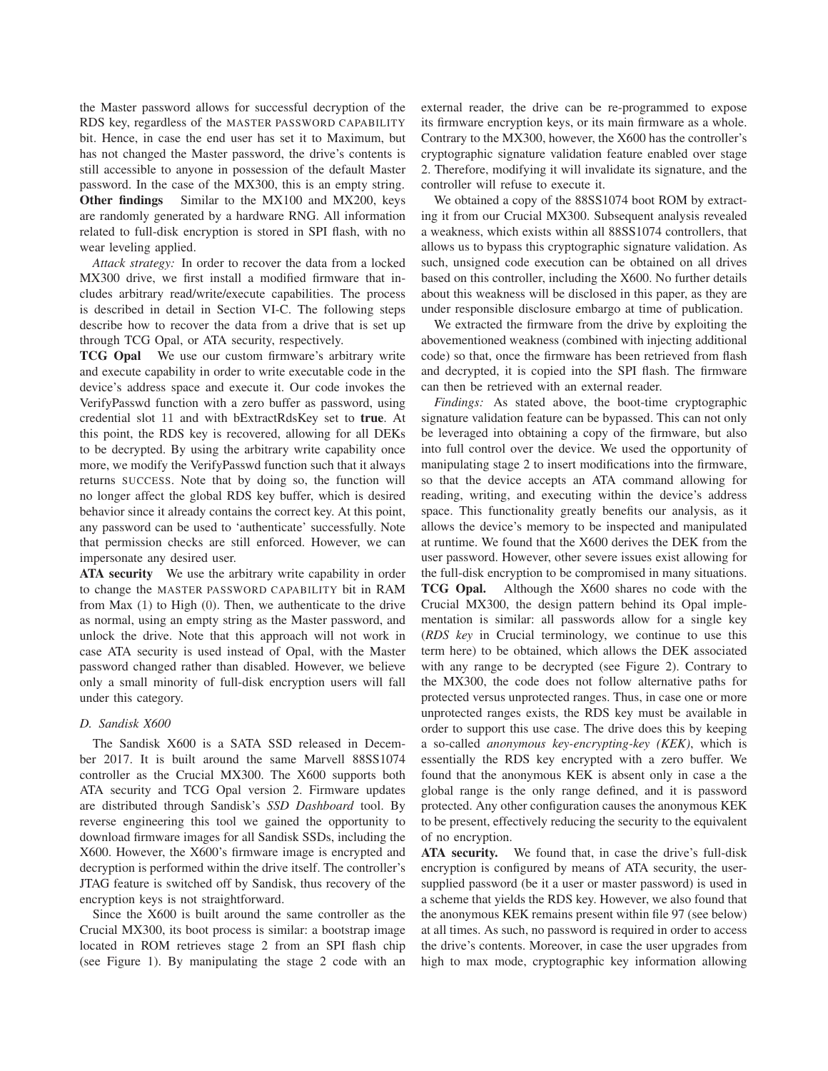the Master password allows for successful decryption of the RDS key, regardless of the MASTER PASSWORD CAPABILITY bit. Hence, in case the end user has set it to Maximum, but has not changed the Master password, the drive's contents is still accessible to anyone in possession of the default Master password. In the case of the MX300, this is an empty string.

**Other findings** Similar to the MX100 and MX200, keys are randomly generated by a hardware RNG. All information related to full-disk encryption is stored in SPI flash, with no wear leveling applied.

*Attack strategy:* In order to recover the data from a locked MX300 drive, we first install a modified firmware that includes arbitrary read/write/execute capabilities. The process is described in detail in Section VI-C. The following steps describe how to recover the data from a drive that is set up through TCG Opal, or ATA security, respectively.

**TCG Opal** We use our custom firmware's arbitrary write and execute capability in order to write executable code in the device's address space and execute it. Our code invokes the VerifyPasswd function with a zero buffer as password, using credential slot 11 and with bExtractRdsKey set to **true**. At this point, the RDS key is recovered, allowing for all DEKs to be decrypted. By using the arbitrary write capability once more, we modify the VerifyPasswd function such that it always returns SUCCESS. Note that by doing so, the function will no longer affect the global RDS key buffer, which is desired behavior since it already contains the correct key. At this point, any password can be used to 'authenticate' successfully. Note that permission checks are still enforced. However, we can impersonate any desired user.

**ATA security** We use the arbitrary write capability in order to change the MASTER PASSWORD CAPABILITY bit in RAM from Max (1) to High (0). Then, we authenticate to the drive as normal, using an empty string as the Master password, and unlock the drive. Note that this approach will not work in case ATA security is used instead of Opal, with the Master password changed rather than disabled. However, we believe only a small minority of full-disk encryption users will fall under this category.

### D. Sandisk X600

The Sandisk X600 is a SATA SSD released in December 2017. It is built around the same Marvell 88SS1074 controller as the Crucial MX300. The X600 supports both ATA security and TCG Opal version 2. Firmware updates are distributed through Sandisk's *SSD Dashboard* tool. By reverse engineering this tool we gained the opportunity to download firmware images for all Sandisk SSDs, including the X600. However, the X600's firmware image is encrypted and decryption is performed within the drive itself. The controller's JTAG feature is switched off by Sandisk, thus recovery of the encryption keys is not straightforward.

Since the X600 is built around the same controller as the Crucial MX300, its boot process is similar: a bootstrap image located in ROM retrieves stage 2 from an SPI flash chip (see Figure 1). By manipulating the stage 2 code with an external reader, the drive can be re-programmed to expose its firmware encryption keys, or its main firmware as a whole. Contrary to the MX300, however, the X600 has the controller's cryptographic signature validation feature enabled over stage 2. Therefore, modifying it will invalidate its signature, and the controller will refuse to execute it.

We obtained a copy of the 88SS1074 boot ROM by extracting it from our Crucial MX300. Subsequent analysis revealed a weakness, which exists within all 88SS1074 controllers, that allows us to bypass this cryptographic signature validation. As such, unsigned code execution can be obtained on all drives based on this controller, including the X600. No further details about this weakness will be disclosed in this paper, as they are under responsible disclosure embargo at time of publication.

We extracted the firmware from the drive by exploiting the abovementioned weakness (combined with injecting additional code) so that, once the firmware has been retrieved from flash and decrypted, it is copied into the SPI flash. The firmware can then be retrieved with an external reader.

*Findings:* As stated above, the boot-time cryptographic signature validation feature can be bypassed. This can not only be leveraged into obtaining a copy of the firmware, but also into full control over the device. We used the opportunity of manipulating stage 2 to insert modifications into the firmware, so that the device accepts an ATA command allowing for reading, writing, and executing within the device's address space. This functionality greatly benefits our analysis, as it allows the device's memory to be inspected and manipulated at runtime. We found that the X600 derives the DEK from the user password. However, other severe issues exist allowing for the full-disk encryption to be compromised in many situations.

**TCG Opal.** Although the X600 shares no code with the Crucial MX300, the design pattern behind its Opal implementation is similar: all passwords allow for a single key (*RDS key* in Crucial terminology, we continue to use this term here) to be obtained, which allows the DEK associated with any range to be decrypted (see Figure 2). Contrary to the MX300, the code does not follow alternative paths for protected versus unprotected ranges. Thus, in case one or more unprotected ranges exists, the RDS key must be available in order to support this use case. The drive does this by keeping a so-called *anonymous key-encrypting-key (KEK)*, which is essentially the RDS key encrypted with a zero buffer. We found that the anonymous KEK is absent only in case a the global range is the only range defined, and it is password protected. Any other configuration causes the anonymous KEK to be present, effectively reducing the security to the equivalent of no encryption.

**ATA security.** We found that, in case the drive's full-disk encryption is configured by means of ATA security, the user-supplied password (be it a user or master password) is used in a scheme that yields the RDS key. However, we also found that the anonymous KEK remains present within file 97 (see below) at all times. As such, no password is required in order to access the drive's contents. Moreover, in case the user upgrades from high to max mode, cryptographic key information allowing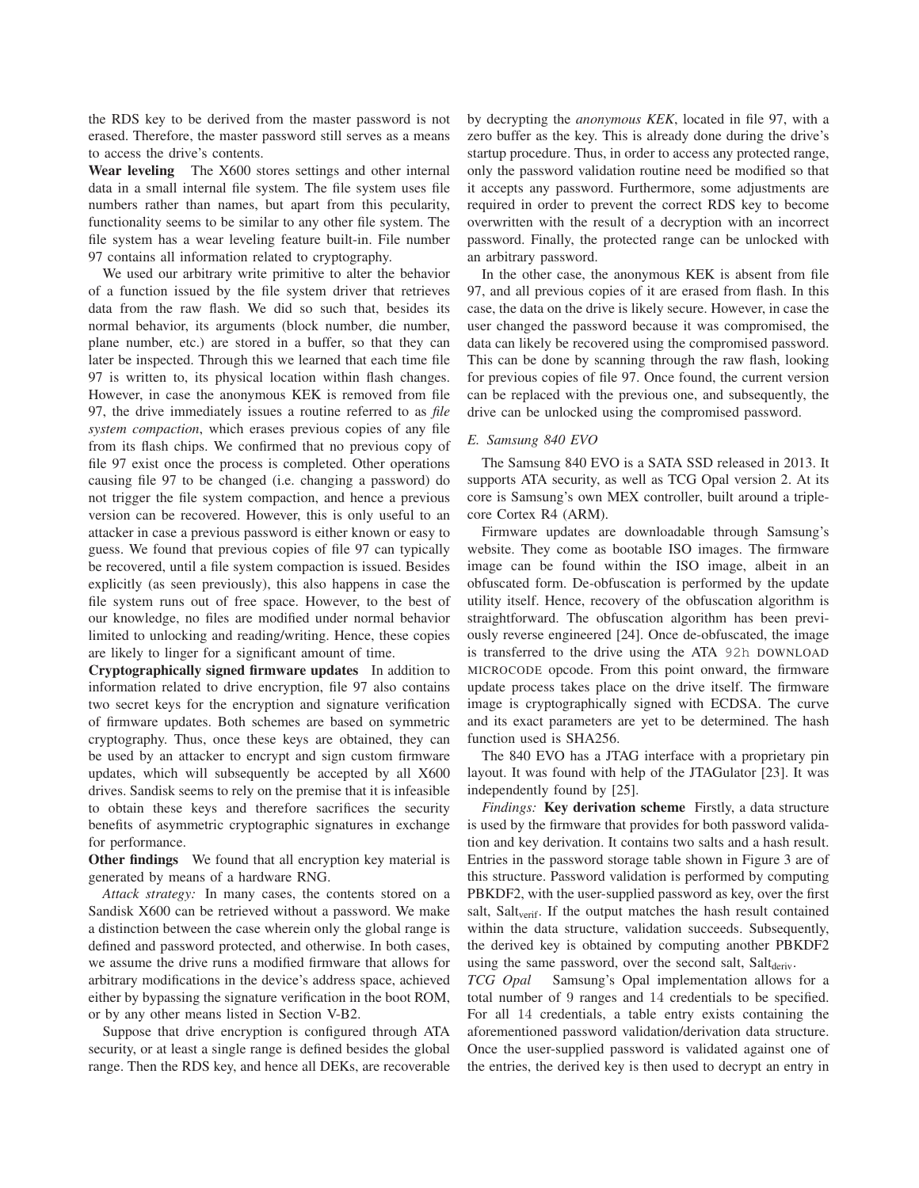the RDS key to be derived from the master password is not erased. Therefore, the master password still serves as a means to access the drive's contents.

**Wear leveling** The X600 stores settings and other internal data in a small internal file system. The file system uses file numbers rather than names, but apart from this peculiarity, functionality seems to be similar to any other file system. The file system has a wear leveling feature built-in. File number 97 contains all information related to cryptography.

We used our arbitrary write primitive to alter the behavior of a function issued by the file system driver that retrieves data from the raw flash. We did so such that, besides its normal behavior, its arguments (block number, die number, plane number, etc.) are stored in a buffer, so that they can later be inspected. Through this we learned that each time file 97 is written to, its physical location within flash changes. However, in case the anonymous KEK is removed from file 97, the drive immediately issues a routine referred to as *file system compaction*, which erases previous copies of any file from its flash chips. We confirmed that no previous copy of file 97 exist once the process is completed. Other operations causing file 97 to be changed (i.e. changing a password) do not trigger the file system compaction, and hence a previous version can be recovered. However, this is only useful to an attacker in case a previous password is either known or easy to guess. We found that previous copies of file 97 can typically be recovered, until a file system compaction is issued. Besides explicitly (as seen previously), this also happens in case the file system runs out of free space. However, to the best of our knowledge, no files are modified under normal behavior limited to unlocking and reading/writing. Hence, these copies are likely to linger for a significant amount of time.

**Cryptographically signed firmware updates** In addition to information related to drive encryption, file 97 also contains two secret keys for the encryption and signature verification of firmware updates. Both schemes are based on symmetric cryptography. Thus, once these keys are obtained, they can be used by an attacker to encrypt and sign custom firmware updates, which will subsequently be accepted by all X600 drives. Sandisk seems to rely on the premise that it is infeasible to obtain these keys and therefore sacrifices the security benefits of asymmetric cryptographic signatures in exchange for performance.

**Other findings** We found that all encryption key material is generated by means of a hardware RNG.

*Attack strategy:* In many cases, the contents stored on a Sandisk X600 can be retrieved without a password. We make a distinction between the case wherein only the global range is defined and password protected, and otherwise. In both cases, we assume the drive runs a modified firmware that allows for arbitrary modifications in the device's address space, achieved either by bypassing the signature verification in the boot ROM, or by any other means listed in Section V-B2.

Suppose that drive encryption is configured through ATA security, or at least a single range is defined besides the global range. Then the RDS key, and hence all DEKs, are recoverable by decrypting the *anonymous KEK*, located in file 97, with a zero buffer as the key. This is already done during the drive's startup procedure. Thus, in order to access any protected range, only the password validation routine need be modified so that it accepts any password. Furthermore, some adjustments are required in order to prevent the correct RDS key to become overwritten with the result of a decryption with an incorrect password. Finally, the protected range can be unlocked with an arbitrary password.

In the other case, the anonymous KEK is absent from file 97, and all previous copies of it are erased from flash. In this case, the data on the drive is likely secure. However, in case the user changed the password because it was compromised, the data can likely be recovered using the compromised password. This can be done by scanning through the raw flash, looking for previous copies of file 97. Once found, the current version can be replaced with the previous one, and subsequently, the drive can be unlocked using the compromised password.

### E. Samsung 840 EVO

The Samsung 840 EVO is a SATA SSD released in 2013. It supports ATA security, as well as TCG Opal version 2. At its core is Samsung's own MEX controller, built around a triple-core Cortex R4 (ARM).

Firmware updates are downloadable through Samsung's website. They come as bootable ISO images. The firmware image can be found within the ISO image, albeit in an obfuscated form. De-obfuscation is performed by the update utility itself. Hence, recovery of the obfuscation algorithm is straightforward. The obfuscation algorithm has been previously reverse engineered [24]. Once de-obfuscated, the image is transferred to the drive using the ATA `92h` DOWNLOAD MICROCODE opcode. From this point onward, the firmware update process takes place on the drive itself. The firmware image is cryptographically signed with ECDSA. The curve and its exact parameters are yet to be determined. The hash function used is SHA256.

The 840 EVO has a JTAG interface with a proprietary pin layout. It was found with help of the JTAGulator [23]. It was independently found by [25].

*Findings:* **Key derivation scheme** Firstly, a data structure is used by the firmware that provides for both password validation and key derivation. It contains two salts and a hash result. Entries in the password storage table shown in Figure 3 are of this structure. Password validation is performed by computing PBKDF2, with the user-supplied password as key, over the first salt, $\text{Salt}_{\text{verif}}$. If the output matches the hash result contained within the data structure, validation succeeds. Subsequently, the derived key is obtained by computing another PBKDF2 using the same password, over the second salt, $\text{Salt}_{\text{deriv}}$.

*TCG Opal* Samsung's Opal implementation allows for a total number of 9 ranges and 14 credentials to be specified. For all 14 credentials, a table entry exists containing the aforementioned password validation/derivation data structure. Once the user-supplied password is validated against one of the entries, the derived key is then used to decrypt an entry in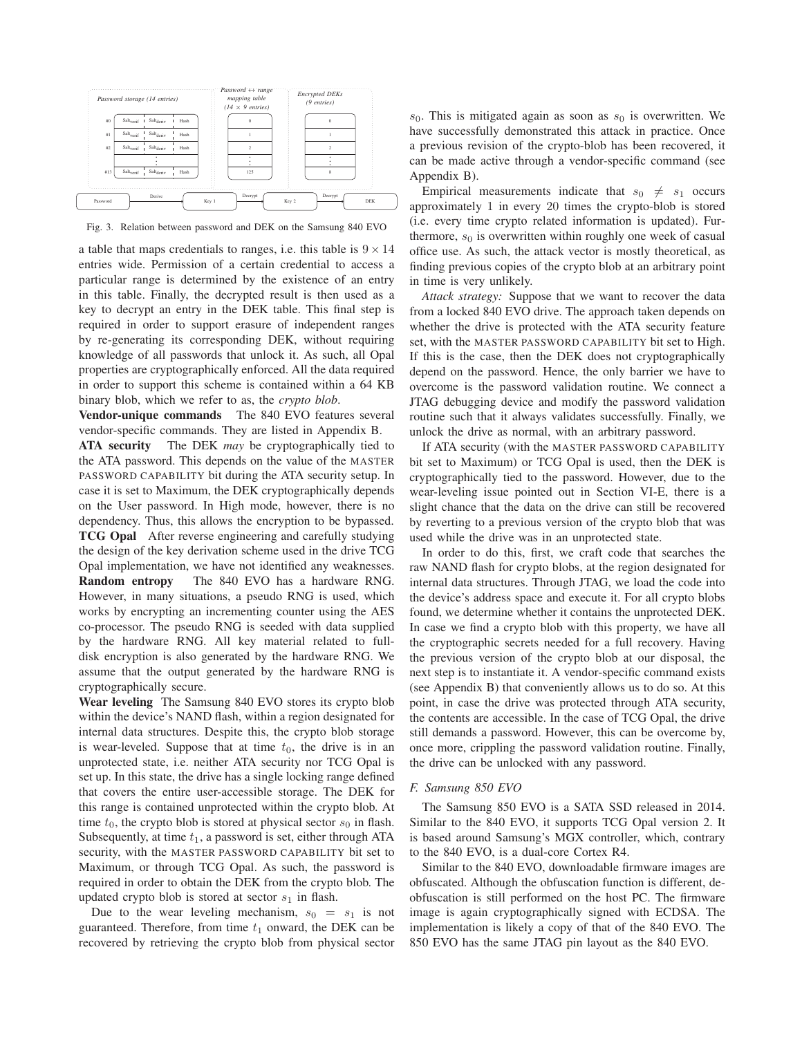Password storage (14 entries)

#0 Salt$_{verif}$ Salt$_{deriv}$ Hash
#1 Salt$_{verif}$ Salt$_{deriv}$ Hash
#2 Salt$_{verif}$ Salt$_{deriv}$ Hash
#13 Salt$_{verif}$ Salt$_{deriv}$ Hash

Password ↔ range mapping table (14 × 9 entries)

0
1
2
125

Encrypted DEKs (9 entries)

0
1
2
8

Password → Derive → Key 1 → Decrypt → Key 2 → Decrypt → DEK

Fig. 3. Relation between password and DEK on the Samsung 840 EVO

a table that maps credentials to ranges, i.e. this table is $9 \times 14$ entries wide. Permission of a certain credential to access a particular range is determined by the existence of an entry in this table. Finally, the decrypted result is then used as a key to decrypt an entry in the DEK table. This final step is required in order to support erasure of independent ranges by re-generating its corresponding DEK, without requiring knowledge of all passwords that unlock it. As such, all Opal properties are cryptographically enforced. All the data required in order to support this scheme is contained within a 64 KB binary blob, which we refer to as, the *crypto blob*.

**Vendor-unique commands** The 840 EVO features several vendor-specific commands. They are listed in Appendix B.

**ATA security** The DEK *may* be cryptographically tied to the ATA password. This depends on the value of the MASTER PASSWORD CAPABILITY bit during the ATA security setup. In case it is set to Maximum, the DEK cryptographically depends on the User password. In High mode, however, there is no dependency. Thus, this allows the encryption to be bypassed.

**TCG Opal** After reverse engineering and carefully studying the design of the key derivation scheme used in the drive TCG Opal implementation, we have not identified any weaknesses.

**Random entropy** The 840 EVO has a hardware RNG. However, in many situations, a pseudo RNG is used, which works by encrypting an incrementing counter using the AES co-processor. The pseudo RNG is seeded with data supplied by the hardware RNG. All key material related to full-disk encryption is also generated by the hardware RNG. We assume that the output generated by the hardware RNG is cryptographically secure.

**Wear leveling** The Samsung 840 EVO stores its crypto blob within the device's NAND flash, within a region designated for internal data structures. Despite this, the crypto blob storage is wear-leveled. Suppose that at time $t_0$, the drive is in an unprotected state, i.e. neither ATA security nor TCG Opal is set up. In this state, the drive has a single locking range defined that covers the entire user-accessible storage. The DEK for this range is contained unprotected within the crypto blob. At time $t_0$, the crypto blob is stored at physical sector $s_0$ in flash. Subsequently, at time $t_1$, a password is set, either through ATA security, with the MASTER PASSWORD CAPABILITY bit set to Maximum, or through TCG Opal. As such, the password is required in order to obtain the DEK from the crypto blob. The updated crypto blob is stored at sector $s_1$ in flash.

Due to the wear leveling mechanism, $s_0 = s_1$ is not guaranteed. Therefore, from time $t_1$ onward, the DEK can be recovered by retrieving the crypto blob from physical sector $s_0$. This is mitigated again as soon as $s_0$ is overwritten. We have successfully demonstrated this attack in practice. Once a previous revision of the crypto-blob has been recovered, it can be made active through a vendor-specific command (see Appendix B).

Empirical measurements indicate that $s_0 \neq s_1$ occurs approximately 1 in every 20 times the crypto-blob is stored (i.e. every time crypto related information is updated). Furthermore, $s_0$ is overwritten within roughly one week of casual office use. As such, the attack vector is mostly theoretical, as finding previous copies of the crypto blob at an arbitrary point in time is very unlikely.

*Attack strategy:* Suppose that we want to recover the data from a locked 840 EVO drive. The approach taken depends on whether the drive is protected with the ATA security feature set, with the MASTER PASSWORD CAPABILITY bit set to High. If this is the case, then the DEK does not cryptographically depend on the password. Hence, the only barrier we have to overcome is the password validation routine. We connect a JTAG debugging device and modify the password validation routine such that it always validates successfully. Finally, we unlock the drive as normal, with an arbitrary password.

If ATA security (with the MASTER PASSWORD CAPABILITY bit set to Maximum) or TCG Opal is used, then the DEK is cryptographically tied to the password. However, due to the wear-leveling issue pointed out in Section VI-E, there is a slight chance that the data on the drive can still be recovered by reverting to a previous version of the crypto blob that was used while the drive was in an unprotected state.

In order to do this, first, we craft code that searches the raw NAND flash for crypto blobs, at the region designated for internal data structures. Through JTAG, we load the code into the device's address space and execute it. For all crypto blobs found, we determine whether it contains the unprotected DEK. In case we find a crypto blob with this property, we have all the cryptographic secrets needed for a full recovery. Having the previous version of the crypto blob at our disposal, the next step is to instantiate it. A vendor-specific command exists (see Appendix B) that conveniently allows us to do so. At this point, in case the drive was protected through ATA security, the contents are accessible. In the case of TCG Opal, the drive still demands a password. However, this can be overcome by, once more, crippling the password validation routine. Finally, the drive can be unlocked with any password.

### F. Samsung 850 EVO

The Samsung 850 EVO is a SATA SSD released in 2014. Similar to the 840 EVO, it supports TCG Opal version 2. It is based around Samsung's MGX controller, which, contrary to the 840 EVO, is a dual-core Cortex R4.

Similar to the 840 EVO, downloadable firmware images are obfuscated. Although the obfuscation function is different, deobfuscation is still performed on the host PC. The firmware image is again cryptographically signed with ECDSA. The implementation is likely a copy of that of the 840 EVO. The 850 EVO has the same JTAG pin layout as the 840 EVO.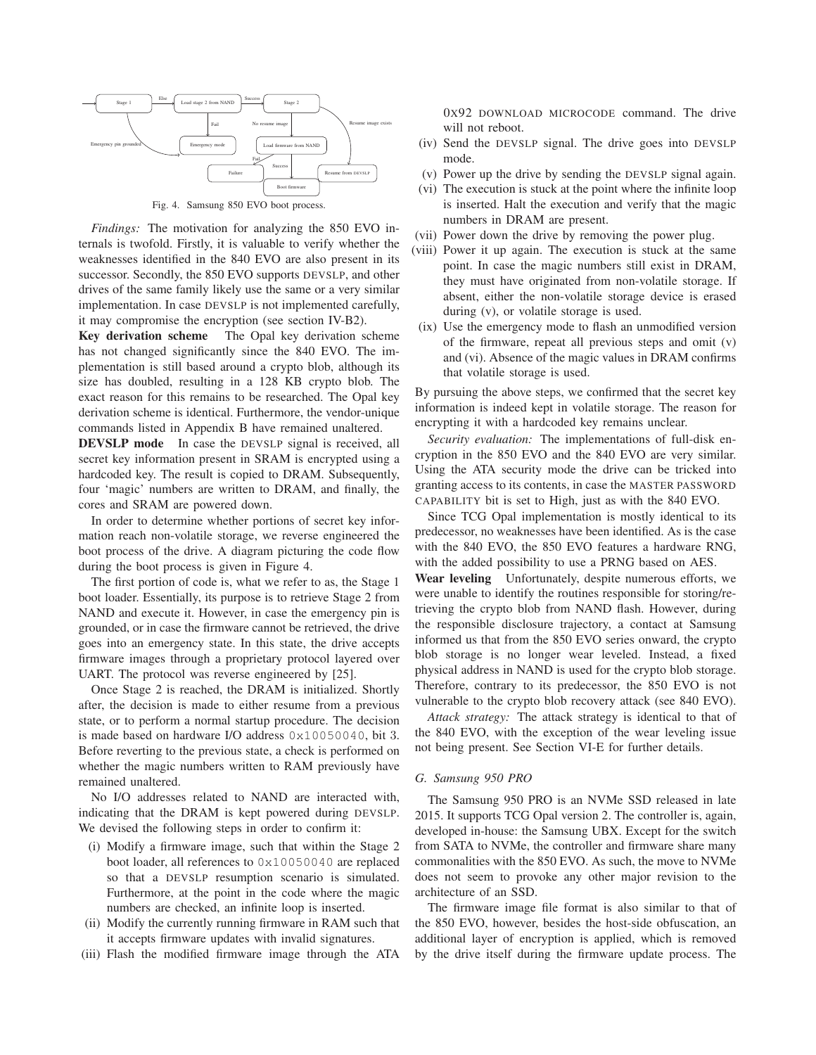Fig. 4. Samsung 850 EVO boot process.

*Findings:* The motivation for analyzing the 850 EVO internals is twofold. Firstly, it is valuable to verify whether the weaknesses identified in the 840 EVO are also present in its successor. Secondly, the 850 EVO supports DEVSLP, and other drives of the same family likely use the same or a very similar implementation. In case DEVSLP is not implemented carefully, it may compromise the encryption (see section IV-B2).

**Key derivation scheme** The Opal key derivation scheme has not changed significantly since the 840 EVO. The implementation is still based around a crypto blob, although its size has doubled, resulting in a 128 KB crypto blob. The exact reason for this remains to be researched. The Opal key derivation scheme is identical. Furthermore, the vendor-unique commands listed in Appendix B have remained unaltered.

**DEVSLP mode** In case the DEVSLP signal is received, all secret key information present in SRAM is encrypted using a hardcoded key. The result is copied to DRAM. Subsequently, four 'magic' numbers are written to DRAM, and finally, the cores and SRAM are powered down.

In order to determine whether portions of secret key information reach non-volatile storage, we reverse engineered the boot process of the drive. A diagram picturing the code flow during the boot process is given in Figure 4.

The first portion of code is, what we refer to as, the Stage 1 boot loader. Essentially, its purpose is to retrieve Stage 2 from NAND and execute it. However, in case the emergency pin is grounded, or in case the firmware cannot be retrieved, the drive goes into an emergency state. In this state, the drive accepts firmware images through a proprietary protocol layered over UART. The protocol was reverse engineered by [25].

Once Stage 2 is reached, the DRAM is initialized. Shortly after, the decision is made to either resume from a previous state, or to perform a normal startup procedure. The decision is made based on hardware I/O address `0x10050040`, bit 3. Before reverting to the previous state, a check is performed on whether the magic numbers written to RAM previously have remained unaltered.

No I/O addresses related to NAND are interacted with, indicating that the DRAM is kept powered during DEVSLP. We devised the following steps in order to confirm it:

- (i) Modify a firmware image, such that within the Stage 2 boot loader, all references to `0x10050040` are replaced so that a DEVSLP resumption scenario is simulated. Furthermore, at the point in the code where the magic numbers are checked, an infinite loop is inserted.
- (ii) Modify the currently running firmware in RAM such that it accepts firmware updates with invalid signatures.
- (iii) Flash the modified firmware image through the ATA 0X92 DOWNLOAD MICROCODE command. The drive will not reboot.
- (iv) Send the DEVSLP signal. The drive goes into DEVSLP mode.
- (v) Power up the drive by sending the DEVSLP signal again.
- (vi) The execution is stuck at the point where the infinite loop is inserted. Halt the execution and verify that the magic numbers in DRAM are present.
- (vii) Power down the drive by removing the power plug.
- (viii) Power it up again. The execution is stuck at the same point. In case the magic numbers still exist in DRAM, they must have originated from non-volatile storage. If absent, either the non-volatile storage device is erased during (v), or volatile storage is used.
- (ix) Use the emergency mode to flash an unmodified version of the firmware, repeat all previous steps and omit (v) and (vi). Absence of the magic values in DRAM confirms that volatile storage is used.

By pursuing the above steps, we confirmed that the secret key information is indeed kept in volatile storage. The reason for encrypting it with a hardcoded key remains unclear.

*Security evaluation:* The implementations of full-disk encryption in the 850 EVO and the 840 EVO are very similar. Using the ATA security mode the drive can be tricked into granting access to its contents, in case the MASTER PASSWORD CAPABILITY bit is set to High, just as with the 840 EVO.

Since TCG Opal implementation is mostly identical to its predecessor, no weaknesses have been identified. As is the case with the 840 EVO, the 850 EVO features a hardware RNG, with the added possibility to use a PRNG based on AES.

**Wear leveling** Unfortunately, despite numerous efforts, we were unable to identify the routines responsible for storing/retrieving the crypto blob from NAND flash. However, during the responsible disclosure trajectory, a contact at Samsung informed us that from the 850 EVO series onward, the crypto blob storage is no longer wear leveled. Instead, a fixed physical address in NAND is used for the crypto blob storage. Therefore, contrary to its predecessor, the 850 EVO is not vulnerable to the crypto blob recovery attack (see 840 EVO).

*Attack strategy:* The attack strategy is identical to that of the 840 EVO, with the exception of the wear leveling issue not being present. See Section VI-E for further details.

### G. Samsung 950 PRO

The Samsung 950 PRO is an NVMe SSD released in late 2015. It supports TCG Opal version 2. The controller is, again, developed in-house: the Samsung UBX. Except for the switch from SATA to NVMe, the controller and firmware share many commonalities with the 850 EVO. As such, the move to NVMe does not seem to provoke any other major revision to the architecture of an SSD.

The firmware image file format is also similar to that of the 850 EVO, however, besides the host-side obfuscation, an additional layer of encryption is applied, which is removed by the drive itself during the firmware update process. The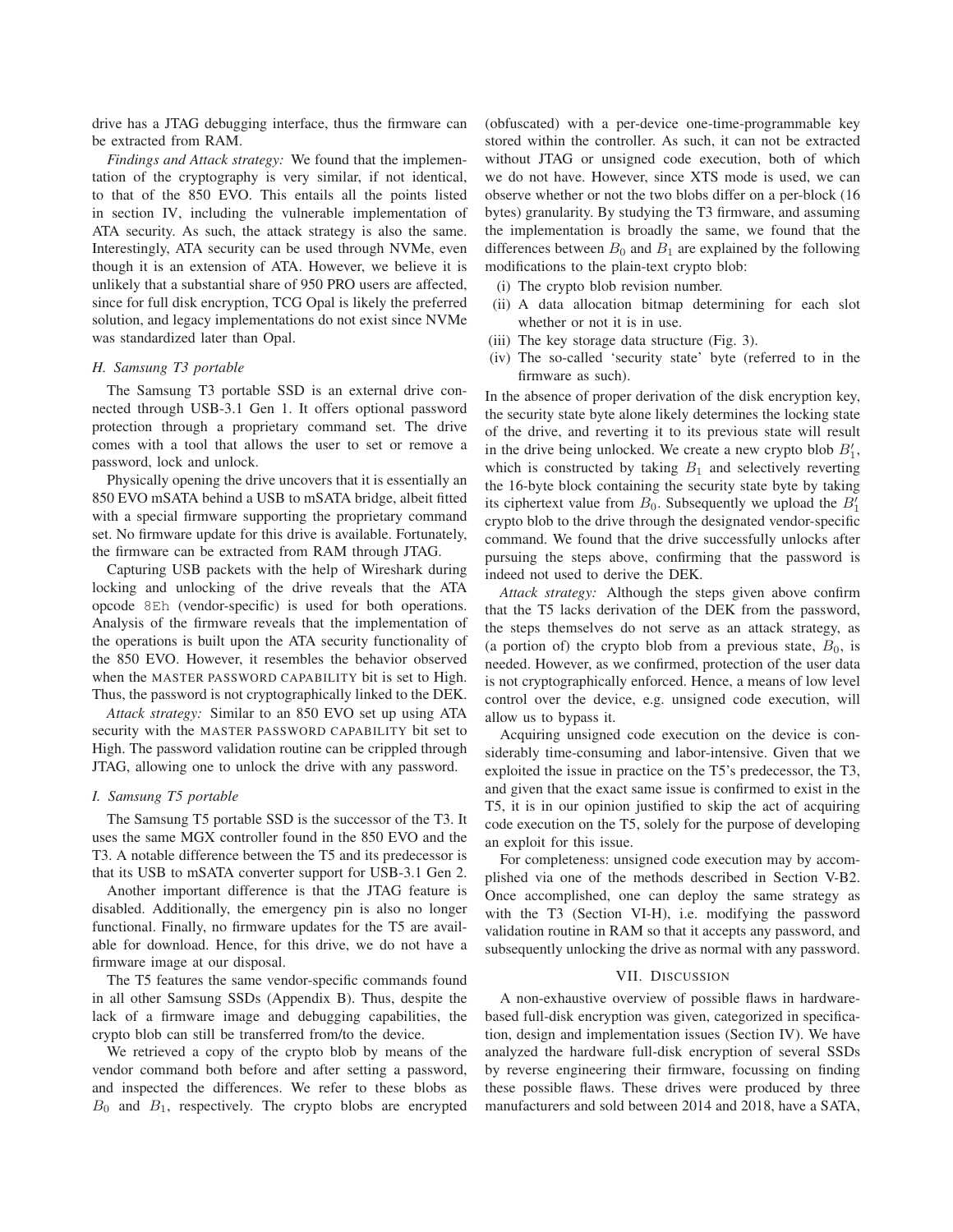drive has a JTAG debugging interface, thus the firmware can be extracted from RAM.

*Findings and Attack strategy:* We found that the implementation of the cryptography is very similar, if not identical, to that of the 850 EVO. This entails all the points listed in section IV, including the vulnerable implementation of ATA security. As such, the attack strategy is also the same. Interestingly, ATA security can be used through NVMe, even though it is an extension of ATA. However, we believe it is unlikely that a substantial share of 950 PRO users are affected, since for full disk encryption, TCG Opal is likely the preferred solution, and legacy implementations do not exist since NVMe was standardized later than Opal.

### *H. Samsung T3 portable*

The Samsung T3 portable SSD is an external drive connected through USB-3.1 Gen 1. It offers optional password protection through a proprietary command set. The drive comes with a tool that allows the user to set or remove a password, lock and unlock.

Physically opening the drive uncovers that it is essentially an 850 EVO mSATA behind a USB to mSATA bridge, albeit fitted with a special firmware supporting the proprietary command set. No firmware update for this drive is available. Fortunately, the firmware can be extracted from RAM through JTAG.

Capturing USB packets with the help of Wireshark during locking and unlocking of the drive reveals that the ATA opcode `8Eh` (vendor-specific) is used for both operations. Analysis of the firmware reveals that the implementation of the operations is built upon the ATA security functionality of the 850 EVO. However, it resembles the behavior observed when the MASTER PASSWORD CAPABILITY bit is set to High. Thus, the password is not cryptographically linked to the DEK.

*Attack strategy:* Similar to an 850 EVO set up using ATA security with the MASTER PASSWORD CAPABILITY bit set to High. The password validation routine can be crippled through JTAG, allowing one to unlock the drive with any password.

### *I. Samsung T5 portable*

The Samsung T5 portable SSD is the successor of the T3. It uses the same MGX controller found in the 850 EVO and the T3. A notable difference between the T5 and its predecessor is that its USB to mSATA converter support for USB-3.1 Gen 2.

Another important difference is that the JTAG feature is disabled. Additionally, the emergency pin is also no longer functional. Finally, no firmware updates for the T5 are available for download. Hence, for this drive, we do not have a firmware image at our disposal.

The T5 features the same vendor-specific commands found in all other Samsung SSDs (Appendix B). Thus, despite the lack of a firmware image and debugging capabilities, the crypto blob can still be transferred from/to the device.

We retrieved a copy of the crypto blob by means of the vendor command both before and after setting a password, and inspected the differences. We refer to these blobs as $B_0$ and $B_1$, respectively. The crypto blobs are encrypted (obfuscated) with a per-device one-time-programmable key stored within the controller. As such, it can not be extracted without JTAG or unsigned code execution, both of which we do not have. However, since XTS mode is used, we can observe whether or not the two blobs differ on a per-block (16 bytes) granularity. By studying the T3 firmware, and assuming the implementation is broadly the same, we found that the differences between $B_0$ and $B_1$ are explained by the following modifications to the plain-text crypto blob:

(i) The crypto blob revision number.
(ii) A data allocation bitmap determining for each slot whether or not it is in use.
(iii) The key storage data structure (Fig. 3).
(iv) The so-called 'security state' byte (referred to in the firmware as such).

In the absence of proper derivation of the disk encryption key, the security state byte alone likely determines the locking state of the drive, and reverting it to its previous state will result in the drive being unlocked. We create a new crypto blob $B_1'$, which is constructed by taking $B_1$ and selectively reverting the 16-byte block containing the security state byte by taking its ciphertext value from $B_0$. Subsequently we upload the $B_1'$ crypto blob to the drive through the designated vendor-specific command. We found that the drive successfully unlocks after pursuing the steps above, confirming that the password is indeed not used to derive the DEK.

*Attack strategy:* Although the steps given above confirm that the T5 lacks derivation of the DEK from the password, the steps themselves do not serve as an attack strategy, as (a portion of) the crypto blob from a previous state, $B_0$, is needed. However, as we confirmed, protection of the user data is not cryptographically enforced. Hence, a means of low level control over the device, e.g. unsigned code execution, will allow us to bypass it.

Acquiring unsigned code execution on the device is considerably time-consuming and labor-intensive. Given that we exploited the issue in practice on the T5's predecessor, the T3, and given that the exact same issue is confirmed to exist in the T5, it is in our opinion justified to skip the act of acquiring code execution on the T5, solely for the purpose of developing an exploit for this issue.

For completeness: unsigned code execution may by accomplished via one of the methods described in Section V-B2. Once accomplished, one can deploy the same strategy as with the T3 (Section VI-H), i.e. modifying the password validation routine in RAM so that it accepts any password, and subsequently unlocking the drive as normal with any password.

## VII. DISCUSSION

A non-exhaustive overview of possible flaws in hardware-based full-disk encryption was given, categorized in specification, design and implementation issues (Section IV). We have analyzed the hardware full-disk encryption of several SSDs by reverse engineering their firmware, focussing on finding these possible flaws. These drives were produced by three manufacturers and sold between 2014 and 2018, have a SATA,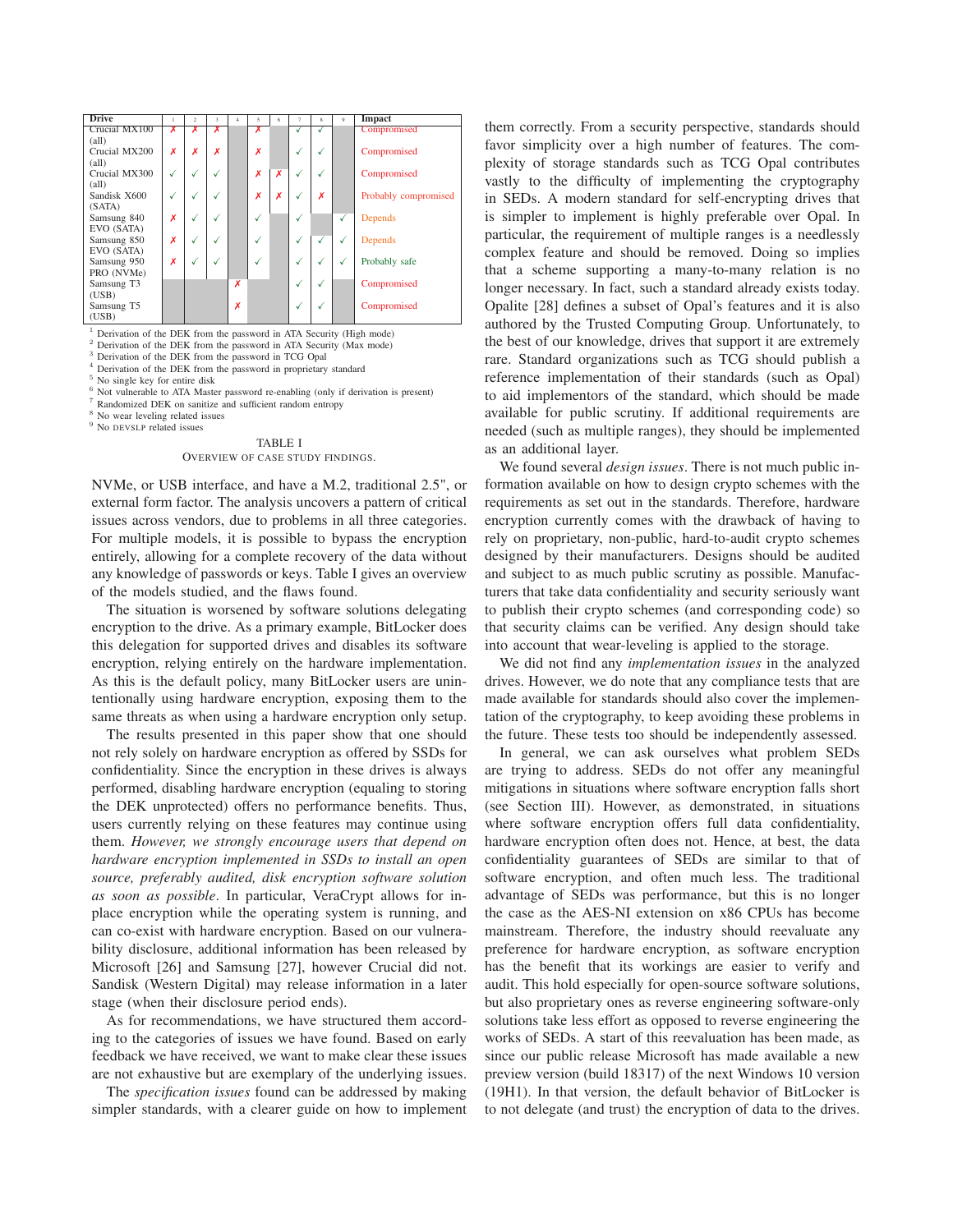| Drive | 1 | 2 | 3 | 4 | 5 | 6 | 7 | 8 | 9 | Impact |
|---|---|---|---|---|---|---|---|---|---|---|
| Crucial MX100 (all) | ✗ | ✗ | ✗ | | ✗ | | ✓ | ✓ | | Compromised |
| Crucial MX200 (all) | ✗ | ✗ | ✗ | | ✗ | | ✓ | ✓ | | Compromised |
| Crucial MX300 (all) | ✓ | ✓ | ✓ | | ✗ | ✗ | ✓ | ✓ | | Compromised |
| Sandisk X600 (SATA) | ✓ | ✓ | ✓ | | ✗ | ✗ | ✓ | ✗ | | Probably compromised |
| Samsung 840 EVO (SATA) | ✗ | ✓ | ✓ | | ✓ | | ✓ | | ✓ | Depends |
| Samsung 850 EVO (SATA) | ✗ | ✓ | ✓ | | ✓ | | ✓ | ✓ | ✓ | Depends |
| Samsung 950 PRO (NVMe) | ✗ | ✓ | ✓ | | ✓ | | ✓ | ✓ | ✓ | Probably safe |
| Samsung T3 (USB) | | | | ✗ | | | ✓ | ✓ | | Compromised |
| Samsung T5 (USB) | | | | ✗ | | | ✓ | ✓ | | Compromised |

[1] Derivation of the DEK from the password in ATA Security (High mode)
[2] Derivation of the DEK from the password in ATA Security (Max mode)
[3] Derivation of the DEK from the password in TCG Opal
[4] Derivation of the DEK from the password in proprietary standard
[5] No single key for entire disk
[6] Not vulnerable to ATA Master password re-enabling (only if derivation is present)
[7] Randomized DEK on sanitize and sufficient random entropy
[8] No wear leveling related issues
[9] No DEVSLP related issues

TABLE I
OVERVIEW OF CASE STUDY FINDINGS.

NVMe, or USB interface, and have a M.2, traditional 2.5", or external form factor. The analysis uncovers a pattern of critical issues across vendors, due to problems in all three categories. For multiple models, it is possible to bypass the encryption entirely, allowing for a complete recovery of the data without any knowledge of passwords or keys. Table I gives an overview of the models studied, and the flaws found.

The situation is worsened by software solutions delegating encryption to the drive. As a primary example, BitLocker does this delegation for supported drives and disables its software encryption, relying entirely on the hardware implementation. As this is the default policy, many BitLocker users are unintentionally using hardware encryption, exposing them to the same threats as when using a hardware encryption only setup.

The results presented in this paper show that one should not rely solely on hardware encryption as offered by SSDs for confidentiality. Since the encryption in these drives is always performed, disabling hardware encryption (equaling to storing the DEK unprotected) offers no performance benefits. Thus, users currently relying on these features may continue using them. *However, we strongly encourage users that depend on hardware encryption implemented in SSDs to install an open source, preferably audited, disk encryption software solution as soon as possible*. In particular, VeraCrypt allows for in-place encryption while the operating system is running, and can co-exist with hardware encryption. Based on our vulnerability disclosure, additional information has been released by Microsoft [26] and Samsung [27], however Crucial did not. Sandisk (Western Digital) may release information in a later stage (when their disclosure period ends).

As for recommendations, we have structured them according to the categories of issues we have found. Based on early feedback we have received, we want to make clear these issues are not exhaustive but are exemplary of the underlying issues.

The *specification issues* found can be addressed by making simpler standards, with a clearer guide on how to implement them correctly. From a security perspective, standards should favor simplicity over a high number of features. The complexity of storage standards such as TCG Opal contributes vastly to the difficulty of implementing the cryptography in SEDs. A modern standard for self-encrypting drives that is simpler to implement is highly preferable over Opal. In particular, the requirement of multiple ranges is a needlessly complex feature and should be removed. Doing so implies that a scheme supporting a many-to-many relation is no longer necessary. In fact, such a standard already exists today. Opalite [28] defines a subset of Opal's features and it is also authored by the Trusted Computing Group. Unfortunately, to the best of our knowledge, drives that support it are extremely rare. Standard organizations such as TCG should publish a reference implementation of their standards (such as Opal) to aid implementors of the standard, which should be made available for public scrutiny. If additional requirements are needed (such as multiple ranges), they should be implemented as an additional layer.

We found several *design issues*. There is not much public information available on how to design crypto schemes with the requirements as set out in the standards. Therefore, hardware encryption currently comes with the drawback of having to rely on proprietary, non-public, hard-to-audit crypto schemes designed by their manufacturers. Designs should be audited and subject to as much public scrutiny as possible. Manufacturers that take data confidentiality and security seriously want to publish their crypto schemes (and corresponding code) so that security claims can be verified. Any design should take into account that wear-leveling is applied to the storage.

We did not find any *implementation issues* in the analyzed drives. However, we do note that any compliance tests that are made available for standards should also cover the implementation of the cryptography, to keep avoiding these problems in the future. These tests too should be independently assessed.

In general, we can ask ourselves what problem SEDs are trying to address. SEDs do not offer any meaningful mitigations in situations where software encryption falls short (see Section III). However, as demonstrated, in situations where software encryption offers full data confidentiality, hardware encryption often does not. Hence, at best, the data confidentiality guarantees of SEDs are similar to that of software encryption, and often much less. The traditional advantage of SEDs was performance, but this is no longer the case as the AES-NI extension on x86 CPUs has become mainstream. Therefore, the industry should reevaluate any preference for hardware encryption, as software encryption has the benefit that its workings are easier to verify and audit. This hold especially for open-source software solutions, but also proprietary ones as reverse engineering software-only solutions take less effort as opposed to reverse engineering the works of SEDs. A start of this reevaluation has been made, as since our public release Microsoft has made available a new preview version (build 18317) of the next Windows 10 version (19H1). In that version, the default behavior of BitLocker is to not delegate (and trust) the encryption of data to the drives.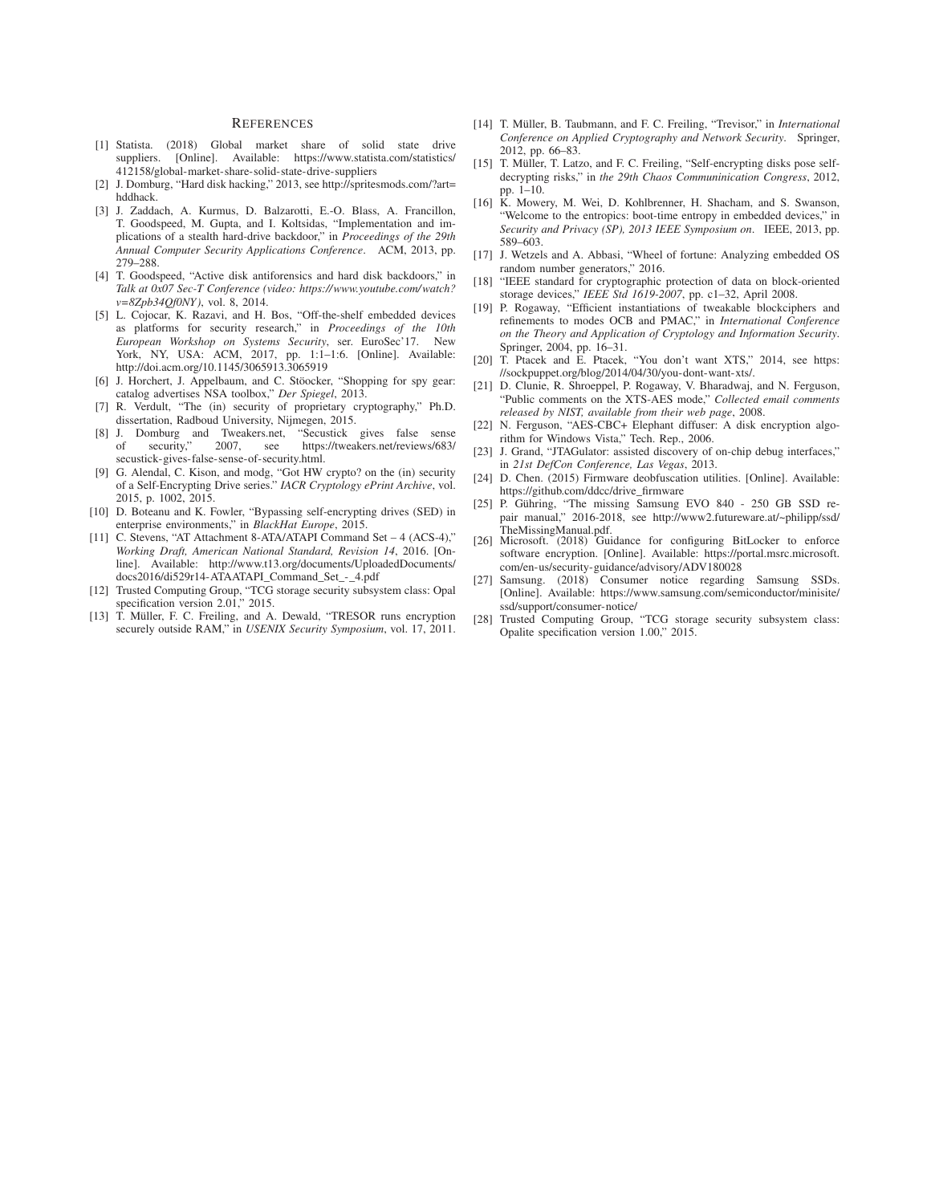# References

[1] Statista. (2018) Global market share of solid state drive suppliers. [Online]. Available: https://www.statista.com/statistics/412158/global-market-share-solid-state-drive-suppliers

[2] J. Domburg, "Hard disk hacking," 2013, see http://spritesmods.com/?art=hddhack.

[3] J. Zaddach, A. Kurmus, D. Balzarotti, E.-O. Blass, A. Francillon, T. Goodspeed, M. Gupta, and I. Koltsidas, "Implementation and implications of a stealth hard-drive backdoor," in *Proceedings of the 29th Annual Computer Security Applications Conference*. ACM, 2013, pp. 279–288.

[4] T. Goodspeed, "Active disk antiforensics and hard disk backdoors," in *Talk at 0x07 Sec-T Conference (video: https://www.youtube.com/watch?v=8Zpb34Qf0NY)*, vol. 8, 2014.

[5] L. Cojocar, K. Razavi, and H. Bos, "Off-the-shelf embedded devices as platforms for security research," in *Proceedings of the 10th European Workshop on Systems Security*, ser. EuroSec'17. New York, NY, USA: ACM, 2017, pp. 1:1–1:6. [Online]. Available: http://doi.acm.org/10.1145/3065913.3065919

[6] J. Horchert, J. Appelbaum, and C. Stöocker, "Shopping for spy gear: catalog advertises NSA toolbox," *Der Spiegel*, 2013.

[7] R. Verdult, "The (in) security of proprietary cryptography," Ph.D. dissertation, Radboud University, Nijmegen, 2015.

[8] J. Domburg and Tweakers.net, "Secustick gives false sense of security," 2007, see https://tweakers.net/reviews/683/secustick-gives-false-sense-of-security.html.

[9] G. Alendal, C. Kison, and modg, "Got HW crypto? on the (in) security of a Self-Encrypting Drive series." *IACR Cryptology ePrint Archive*, vol. 2015, p. 1002, 2015.

[10] D. Boteanu and K. Fowler, "Bypassing self-encrypting drives (SED) in enterprise environments," in *BlackHat Europe*, 2015.

[11] C. Stevens, "AT Attachment 8-ATA/ATAPI Command Set – 4 (ACS-4)," *Working Draft, American National Standard, Revision 14*, 2016. [Online]. Available: http://www.t13.org/documents/UploadedDocuments/docs2016/di529r14-ATAATAPI_Command_Set_-_4.pdf

[12] Trusted Computing Group, "TCG storage security subsystem class: Opal specification version 2.01," 2015.

[13] T. Müller, F. C. Freiling, and A. Dewald, "TRESOR runs encryption securely outside RAM," in *USENIX Security Symposium*, vol. 17, 2011.

[14] T. Müller, B. Taubmann, and F. C. Freiling, "Trevisor," in *International Conference on Applied Cryptography and Network Security*. Springer, 2012, pp. 66–83.

[15] T. Müller, T. Latzo, and F. C. Freiling, "Self-encrypting disks pose self-decrypting risks," in *the 29th Chaos Communinication Congress*, 2012, pp. 1–10.

[16] K. Mowery, M. Wei, D. Kohlbrenner, H. Shacham, and S. Swanson, "Welcome to the entropics: boot-time entropy in embedded devices," in *Security and Privacy (SP), 2013 IEEE Symposium on*. IEEE, 2013, pp. 589–603.

[17] J. Wetzels and A. Abbasi, "Wheel of fortune: Analyzing embedded OS random number generators," 2016.

[18] "IEEE standard for cryptographic protection of data on block-oriented storage devices," *IEEE Std 1619-2007*, pp. c1–32, April 2008.

[19] P. Rogaway, "Efficient instantiations of tweakable blockciphers and refinements to modes OCB and PMAC," in *International Conference on the Theory and Application of Cryptology and Information Security*. Springer, 2004, pp. 16–31.

[20] T. Ptacek and E. Ptacek, "You don't want XTS," 2014, see https://sockpuppet.org/blog/2014/04/30/you-dont-want-xts/.

[21] D. Clunie, R. Shroeppel, P. Rogaway, V. Bharadwaj, and N. Ferguson, "Public comments on the XTS-AES mode," *Collected email comments released by NIST, available from their web page*, 2008.

[22] N. Ferguson, "AES-CBC+ Elephant diffuser: A disk encryption algorithm for Windows Vista," Tech. Rep., 2006.

[23] J. Grand, "JTAGulator: assisted discovery of on-chip debug interfaces," in *21st DefCon Conference, Las Vegas*, 2013.

[24] D. Chen. (2015) Firmware deobfuscation utilities. [Online]. Available: https://github.com/ddcc/drive_firmware

[25] P. Gühring, "The missing Samsung EVO 840 - 250 GB SSD repair manual," 2016-2018, see http://www2.futureware.at/~philipp/ssd/TheMissingManual.pdf.

[26] Microsoft. (2018) Guidance for configuring BitLocker to enforce software encryption. [Online]. Available: https://portal.msrc.microsoft.com/en-us/security-guidance/advisory/ADV180028

[27] Samsung. (2018) Consumer notice regarding Samsung SSDs. [Online]. Available: https://www.samsung.com/semiconductor/minisite/ssd/support/consumer-notice/

[28] Trusted Computing Group, "TCG storage security subsystem class: Opalite specification version 1.00," 2015.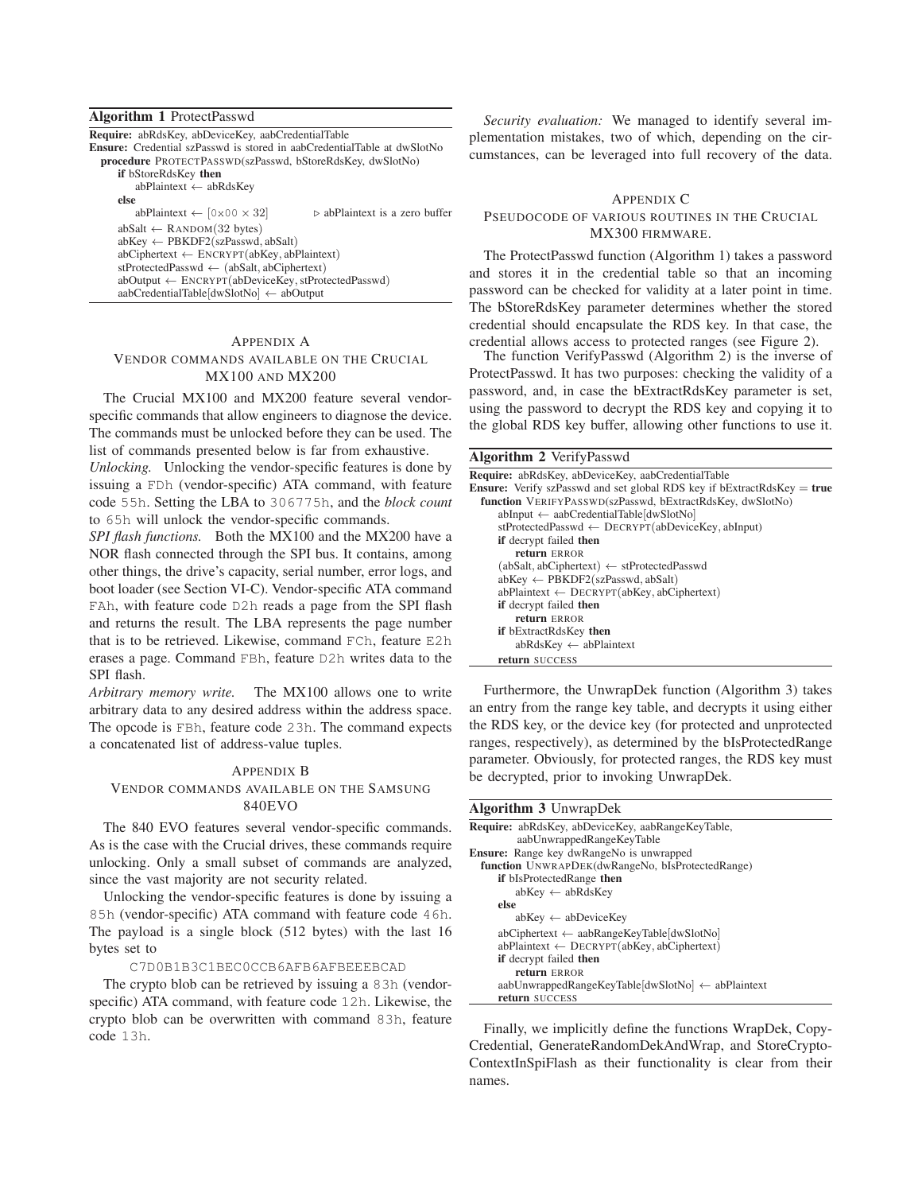**Algorithm 1** ProtectPasswd

```
Require: abRdsKey, abDeviceKey, aabCredentialTable
Ensure: Credential szPasswd is stored in aabCredentialTable at dwSlotNo
  procedure PROTECTPASSWD(szPasswd, bStoreRdsKey, dwSlotNo)
      if bStoreRdsKey then
          abPlaintext ← abRdsKey
      else
          abPlaintext ← [0x00 × 32]          ▷ abPlaintext is a zero buffer
      abSalt ← RANDOM(32 bytes)
      abKey ← PBKDF2(szPasswd, abSalt)
      abCiphertext ← ENCRYPT(abKey, abPlaintext)
      stProtectedPasswd ← (abSalt, abCiphertext)
      abOutput ← ENCRYPT(abDeviceKey, stProtectedPasswd)
      aabCredentialTable[dwSlotNo] ← abOutput
```

## APPENDIX A
## VENDOR COMMANDS AVAILABLE ON THE CRUCIAL MX100 AND MX200

The Crucial MX100 and MX200 feature several vendor-specific commands that allow engineers to diagnose the device. The commands must be unlocked before they can be used. The list of commands presented below is far from exhaustive.

*Unlocking.* Unlocking the vendor-specific features is done by issuing a `FDh` (vendor-specific) ATA command, with feature code `55h`. Setting the LBA to `306775h`, and the *block count* to `65h` will unlock the vendor-specific commands.

*SPI flash functions.* Both the MX100 and the MX200 have a NOR flash connected through the SPI bus. It contains, among other things, the drive's capacity, serial number, error logs, and boot loader (see Section VI-C). Vendor-specific ATA command `FAh`, with feature code `D2h` reads a page from the SPI flash and returns the result. The LBA represents the page number that is to be retrieved. Likewise, command `FCh`, feature `E2h` erases a page. Command `FBh`, feature `D2h` writes data to the SPI flash.

*Arbitrary memory write.* The MX100 allows one to write arbitrary data to any desired address within the address space. The opcode is `FBh`, feature code `23h`. The command expects a concatenated list of address-value tuples.

## APPENDIX B
## VENDOR COMMANDS AVAILABLE ON THE SAMSUNG 840EVO

The 840 EVO features several vendor-specific commands. As is the case with the Crucial drives, these commands require unlocking. Only a small subset of commands are analyzed, since the vast majority are not security related.

Unlocking the vendor-specific features is done by issuing a `85h` (vendor-specific) ATA command with feature code `46h`. The payload is a single block (512 bytes) with the last 16 bytes set to

`C7D0B1B3C1BEC0CCB6AFB6AFBEEEBCAD`

The crypto blob can be retrieved by issuing a `83h` (vendor-specific) ATA command, with feature code `12h`. Likewise, the crypto blob can be overwritten with command `83h`, feature code `13h`.

*Security evaluation:* We managed to identify several implementation mistakes, two of which, depending on the circumstances, can be leveraged into full recovery of the data.

## APPENDIX C
## PSEUDOCODE OF VARIOUS ROUTINES IN THE CRUCIAL MX300 FIRMWARE.

The ProtectPasswd function (Algorithm 1) takes a password and stores it in the credential table so that an incoming password can be checked for validity at a later point in time. The bStoreRdsKey parameter determines whether the stored credential should encapsulate the RDS key. In that case, the credential allows access to protected ranges (see Figure 2).

The function VerifyPasswd (Algorithm 2) is the inverse of ProtectPasswd. It has two purposes: checking the validity of a password, and, in case the bExtractRdsKey parameter is set, using the password to decrypt the RDS key and copying it to the global RDS key buffer, allowing other functions to use it.

**Algorithm 2** VerifyPasswd

```
Require: abRdsKey, abDeviceKey, aabCredentialTable
Ensure: Verify szPasswd and set global RDS key if bExtractRdsKey = true
  function VERIFYPASSWD(szPasswd, bExtractRdsKey, dwSlotNo)
      abInput ← aabCredentialTable[dwSlotNo]
      stProtectedPasswd ← DECRYPT(abDeviceKey, abInput)
      if decrypt failed then
          return ERROR
      (abSalt, abCiphertext) ← stProtectedPasswd
      abKey ← PBKDF2(szPasswd, abSalt)
      abPlaintext ← DECRYPT(abKey, abCiphertext)
      if decrypt failed then
          return ERROR
      if bExtractRdsKey then
          abRdsKey ← abPlaintext
      return SUCCESS
```

Furthermore, the UnwrapDek function (Algorithm 3) takes an entry from the range key table, and decrypts it using either the RDS key, or the device key (for protected and unprotected ranges, respectively), as determined by the bIsProtectedRange parameter. Obviously, for protected ranges, the RDS key must be decrypted, prior to invoking UnwrapDek.

**Algorithm 3** UnwrapDek

```
Require: abRdsKey, abDeviceKey, aabRangeKeyTable,
         aabUnwrappedRangeKeyTable
Ensure: Range key dwRangeNo is unwrapped
  function UNWRAPDEK(dwRangeNo, bIsProtectedRange)
      if bIsProtectedRange then
          abKey ← abRdsKey
      else
          abKey ← abDeviceKey
      abCiphertext ← aabRangeKeyTable[dwSlotNo]
      abPlaintext ← DECRYPT(abKey, abCiphertext)
      if decrypt failed then
          return ERROR
      aabUnwrappedRangeKeyTable[dwSlotNo] ← abPlaintext
      return SUCCESS
```

Finally, we implicitly define the functions WrapDek, CopyCredential, GenerateRandomDekAndWrap, and StoreCryptoContextInSpiFlash as their functionality is clear from their names.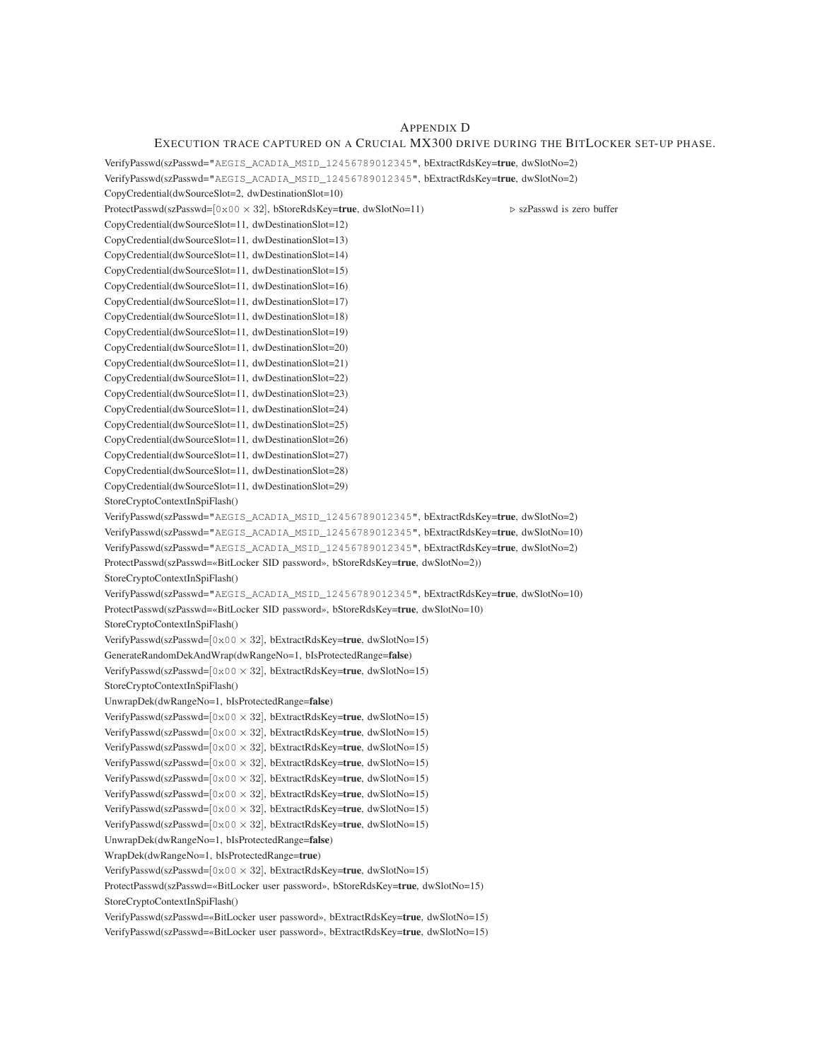## Appendix D
### Execution trace captured on a Crucial MX300 drive during the BitLocker set-up phase.

VerifyPasswd(szPasswd="AEGIS_ACADIA_MSID_12456789012345", bExtractRdsKey=**true**, dwSlotNo=2)

VerifyPasswd(szPasswd="AEGIS_ACADIA_MSID_12456789012345", bExtractRdsKey=**true**, dwSlotNo=2)

CopyCredential(dwSourceSlot=2, dwDestinationSlot=10)

ProtectPasswd(szPasswd=[0x00 × 32], bStoreRdsKey=**true**, dwSlotNo=11) ▷ szPasswd is zero buffer

CopyCredential(dwSourceSlot=11, dwDestinationSlot=12)

CopyCredential(dwSourceSlot=11, dwDestinationSlot=13)

CopyCredential(dwSourceSlot=11, dwDestinationSlot=14)

CopyCredential(dwSourceSlot=11, dwDestinationSlot=15)

CopyCredential(dwSourceSlot=11, dwDestinationSlot=16)

CopyCredential(dwSourceSlot=11, dwDestinationSlot=17)

CopyCredential(dwSourceSlot=11, dwDestinationSlot=18)

CopyCredential(dwSourceSlot=11, dwDestinationSlot=19)

CopyCredential(dwSourceSlot=11, dwDestinationSlot=20)

CopyCredential(dwSourceSlot=11, dwDestinationSlot=21)

CopyCredential(dwSourceSlot=11, dwDestinationSlot=22)

CopyCredential(dwSourceSlot=11, dwDestinationSlot=23)

CopyCredential(dwSourceSlot=11, dwDestinationSlot=24)

CopyCredential(dwSourceSlot=11, dwDestinationSlot=25)

CopyCredential(dwSourceSlot=11, dwDestinationSlot=26)

CopyCredential(dwSourceSlot=11, dwDestinationSlot=27)

CopyCredential(dwSourceSlot=11, dwDestinationSlot=28)

CopyCredential(dwSourceSlot=11, dwDestinationSlot=29)

StoreCryptoContextInSpiFlash()

VerifyPasswd(szPasswd="AEGIS_ACADIA_MSID_12456789012345", bExtractRdsKey=**true**, dwSlotNo=2)

VerifyPasswd(szPasswd="AEGIS_ACADIA_MSID_12456789012345", bExtractRdsKey=**true**, dwSlotNo=10)

VerifyPasswd(szPasswd="AEGIS_ACADIA_MSID_12456789012345", bExtractRdsKey=**true**, dwSlotNo=2)

ProtectPasswd(szPasswd=«BitLocker SID password», bStoreRdsKey=**true**, dwSlotNo=2))

StoreCryptoContextInSpiFlash()

VerifyPasswd(szPasswd="AEGIS_ACADIA_MSID_12456789012345", bExtractRdsKey=**true**, dwSlotNo=10)

ProtectPasswd(szPasswd=«BitLocker SID password», bStoreRdsKey=**true**, dwSlotNo=10)

StoreCryptoContextInSpiFlash()

VerifyPasswd(szPasswd=[0x00 × 32], bExtractRdsKey=**true**, dwSlotNo=15)

GenerateRandomDekAndWrap(dwRangeNo=1, bIsProtectedRange=**false**)

VerifyPasswd(szPasswd=[0x00 × 32], bExtractRdsKey=**true**, dwSlotNo=15)

StoreCryptoContextInSpiFlash()

UnwrapDek(dwRangeNo=1, bIsProtectedRange=**false**)

VerifyPasswd(szPasswd=[0x00 × 32], bExtractRdsKey=**true**, dwSlotNo=15)

VerifyPasswd(szPasswd=[0x00 × 32], bExtractRdsKey=**true**, dwSlotNo=15)

VerifyPasswd(szPasswd=[0x00 × 32], bExtractRdsKey=**true**, dwSlotNo=15)

VerifyPasswd(szPasswd=[0x00 × 32], bExtractRdsKey=**true**, dwSlotNo=15)

VerifyPasswd(szPasswd=[0x00 × 32], bExtractRdsKey=**true**, dwSlotNo=15)

VerifyPasswd(szPasswd=[0x00 × 32], bExtractRdsKey=**true**, dwSlotNo=15)

VerifyPasswd(szPasswd=[0x00 × 32], bExtractRdsKey=**true**, dwSlotNo=15)

VerifyPasswd(szPasswd=[0x00 × 32], bExtractRdsKey=**true**, dwSlotNo=15)

UnwrapDek(dwRangeNo=1, bIsProtectedRange=**false**)

WrapDek(dwRangeNo=1, bIsProtectedRange=**true**)

VerifyPasswd(szPasswd=[0x00 × 32], bExtractRdsKey=**true**, dwSlotNo=15)

ProtectPasswd(szPasswd=«BitLocker user password», bStoreRdsKey=**true**, dwSlotNo=15)

StoreCryptoContextInSpiFlash()

VerifyPasswd(szPasswd=«BitLocker user password», bExtractRdsKey=**true**, dwSlotNo=15)

VerifyPasswd(szPasswd=«BitLocker user password», bExtractRdsKey=**true**, dwSlotNo=15)